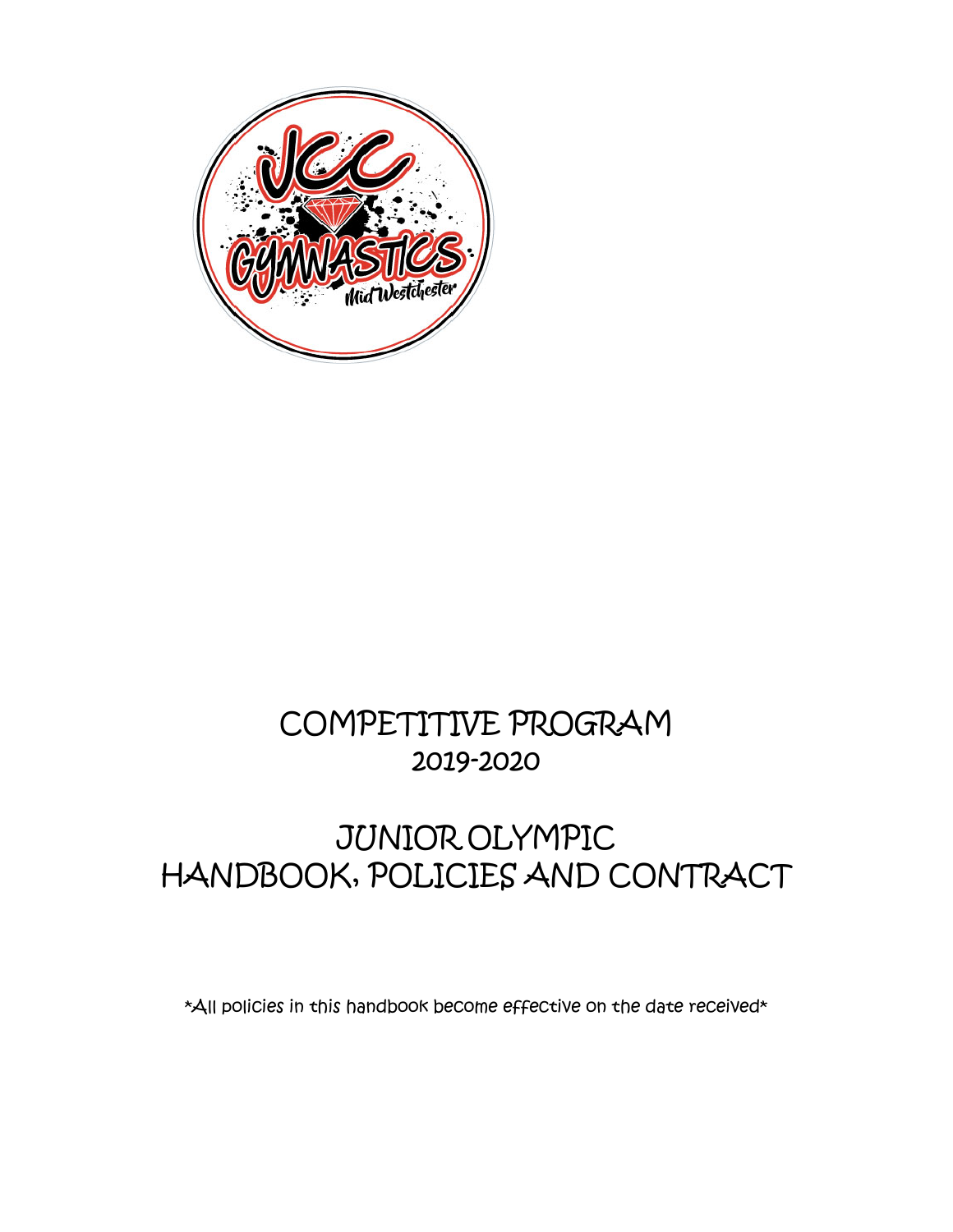# COMPETITIVE PROGRAM
## 2019-2020

# JUNIOR OLYMPIC
# HANDBOOK, POLICIES AND CONTRACT

*All policies in this handbook become effective on the date received*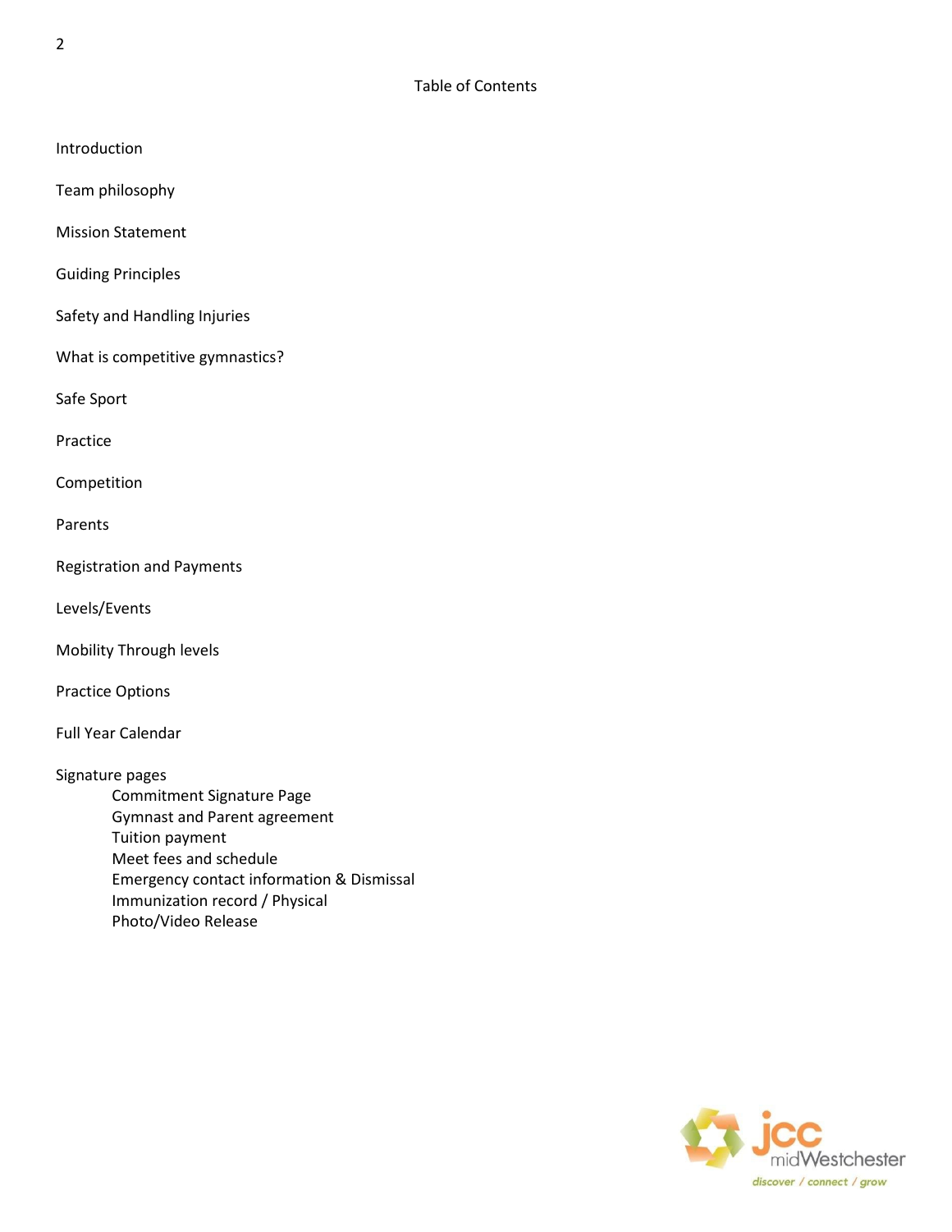# Table of Contents

Introduction

Team philosophy

Mission Statement

Guiding Principles

Safety and Handling Injuries

What is competitive gymnastics?

Safe Sport

Practice

Competition

Parents

Registration and Payments

Levels/Events

Mobility Through levels

Practice Options

Full Year Calendar

Signature pages

- Commitment Signature Page
- Gymnast and Parent agreement
- Tuition payment
- Meet fees and schedule
- Emergency contact information & Dismissal
- Immunization record / Physical
- Photo/Video Release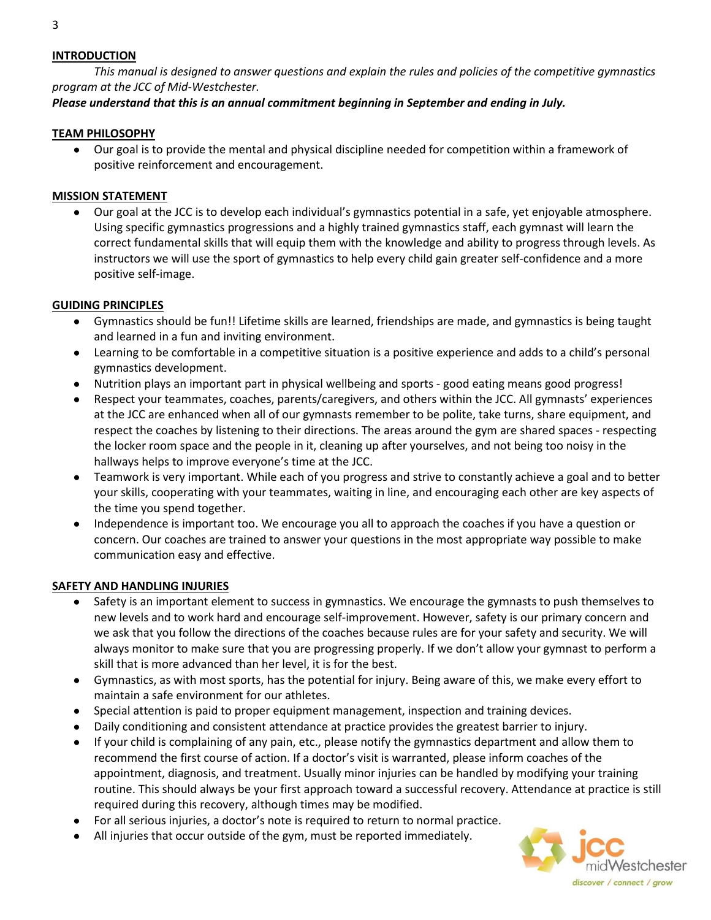## INTRODUCTION

*This manual is designed to answer questions and explain the rules and policies of the competitive gymnastics program at the JCC of Mid-Westchester.*

***Please understand that this is an annual commitment beginning in September and ending in July.***

## TEAM PHILOSOPHY

- Our goal is to provide the mental and physical discipline needed for competition within a framework of positive reinforcement and encouragement.

## MISSION STATEMENT

- Our goal at the JCC is to develop each individual's gymnastics potential in a safe, yet enjoyable atmosphere. Using specific gymnastics progressions and a highly trained gymnastics staff, each gymnast will learn the correct fundamental skills that will equip them with the knowledge and ability to progress through levels. As instructors we will use the sport of gymnastics to help every child gain greater self-confidence and a more positive self-image.

## GUIDING PRINCIPLES

- Gymnastics should be fun!! Lifetime skills are learned, friendships are made, and gymnastics is being taught and learned in a fun and inviting environment.
- Learning to be comfortable in a competitive situation is a positive experience and adds to a child's personal gymnastics development.
- Nutrition plays an important part in physical wellbeing and sports - good eating means good progress!
- Respect your teammates, coaches, parents/caregivers, and others within the JCC. All gymnasts' experiences at the JCC are enhanced when all of our gymnasts remember to be polite, take turns, share equipment, and respect the coaches by listening to their directions. The areas around the gym are shared spaces - respecting the locker room space and the people in it, cleaning up after yourselves, and not being too noisy in the hallways helps to improve everyone's time at the JCC.
- Teamwork is very important. While each of you progress and strive to constantly achieve a goal and to better your skills, cooperating with your teammates, waiting in line, and encouraging each other are key aspects of the time you spend together.
- Independence is important too. We encourage you all to approach the coaches if you have a question or concern. Our coaches are trained to answer your questions in the most appropriate way possible to make communication easy and effective.

## SAFETY AND HANDLING INJURIES

- Safety is an important element to success in gymnastics. We encourage the gymnasts to push themselves to new levels and to work hard and encourage self-improvement. However, safety is our primary concern and we ask that you follow the directions of the coaches because rules are for your safety and security. We will always monitor to make sure that you are progressing properly. If we don't allow your gymnast to perform a skill that is more advanced than her level, it is for the best.
- Gymnastics, as with most sports, has the potential for injury. Being aware of this, we make every effort to maintain a safe environment for our athletes.
- Special attention is paid to proper equipment management, inspection and training devices.
- Daily conditioning and consistent attendance at practice provides the greatest barrier to injury.
- If your child is complaining of any pain, etc., please notify the gymnastics department and allow them to recommend the first course of action. If a doctor's visit is warranted, please inform coaches of the appointment, diagnosis, and treatment. Usually minor injuries can be handled by modifying your training routine. This should always be your first approach toward a successful recovery. Attendance at practice is still required during this recovery, although times may be modified.
- For all serious injuries, a doctor's note is required to return to normal practice.
- All injuries that occur outside of the gym, must be reported immediately.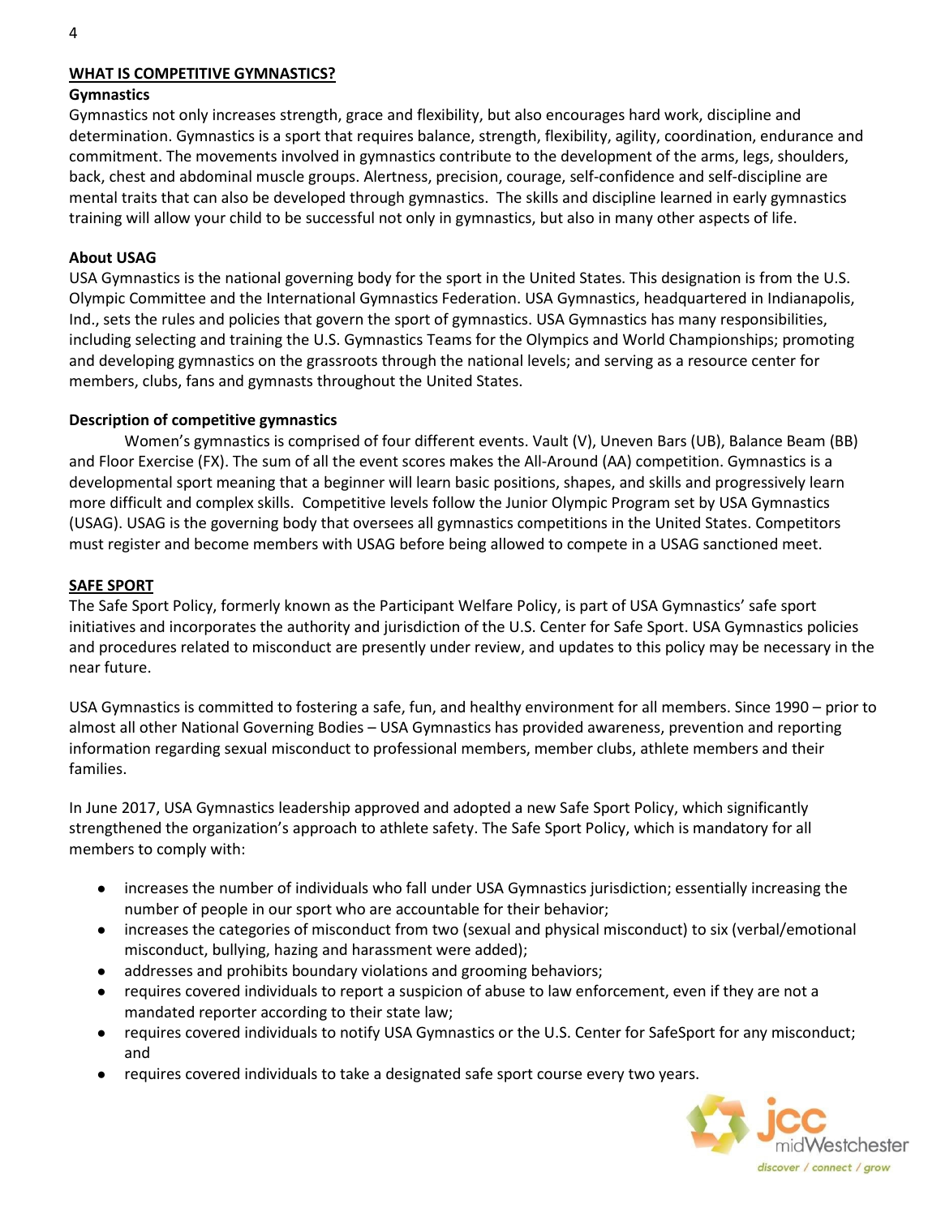## WHAT IS COMPETITIVE GYMNASTICS?

### Gymnastics

Gymnastics not only increases strength, grace and flexibility, but also encourages hard work, discipline and determination. Gymnastics is a sport that requires balance, strength, flexibility, agility, coordination, endurance and commitment. The movements involved in gymnastics contribute to the development of the arms, legs, shoulders, back, chest and abdominal muscle groups. Alertness, precision, courage, self-confidence and self-discipline are mental traits that can also be developed through gymnastics. The skills and discipline learned in early gymnastics training will allow your child to be successful not only in gymnastics, but also in many other aspects of life.

### About USAG

USA Gymnastics is the national governing body for the sport in the United States. This designation is from the U.S. Olympic Committee and the International Gymnastics Federation. USA Gymnastics, headquartered in Indianapolis, Ind., sets the rules and policies that govern the sport of gymnastics. USA Gymnastics has many responsibilities, including selecting and training the U.S. Gymnastics Teams for the Olympics and World Championships; promoting and developing gymnastics on the grassroots through the national levels; and serving as a resource center for members, clubs, fans and gymnasts throughout the United States.

### Description of competitive gymnastics

Women's gymnastics is comprised of four different events. Vault (V), Uneven Bars (UB), Balance Beam (BB) and Floor Exercise (FX). The sum of all the event scores makes the All-Around (AA) competition. Gymnastics is a developmental sport meaning that a beginner will learn basic positions, shapes, and skills and progressively learn more difficult and complex skills. Competitive levels follow the Junior Olympic Program set by USA Gymnastics (USAG). USAG is the governing body that oversees all gymnastics competitions in the United States. Competitors must register and become members with USAG before being allowed to compete in a USAG sanctioned meet.

## SAFE SPORT

The Safe Sport Policy, formerly known as the Participant Welfare Policy, is part of USA Gymnastics' safe sport initiatives and incorporates the authority and jurisdiction of the U.S. Center for Safe Sport. USA Gymnastics policies and procedures related to misconduct are presently under review, and updates to this policy may be necessary in the near future.

USA Gymnastics is committed to fostering a safe, fun, and healthy environment for all members. Since 1990 – prior to almost all other National Governing Bodies – USA Gymnastics has provided awareness, prevention and reporting information regarding sexual misconduct to professional members, member clubs, athlete members and their families.

In June 2017, USA Gymnastics leadership approved and adopted a new Safe Sport Policy, which significantly strengthened the organization's approach to athlete safety. The Safe Sport Policy, which is mandatory for all members to comply with:

- increases the number of individuals who fall under USA Gymnastics jurisdiction; essentially increasing the number of people in our sport who are accountable for their behavior;
- increases the categories of misconduct from two (sexual and physical misconduct) to six (verbal/emotional misconduct, bullying, hazing and harassment were added);
- addresses and prohibits boundary violations and grooming behaviors;
- requires covered individuals to report a suspicion of abuse to law enforcement, even if they are not a mandated reporter according to their state law;
- requires covered individuals to notify USA Gymnastics or the U.S. Center for SafeSport for any misconduct; and
- requires covered individuals to take a designated safe sport course every two years.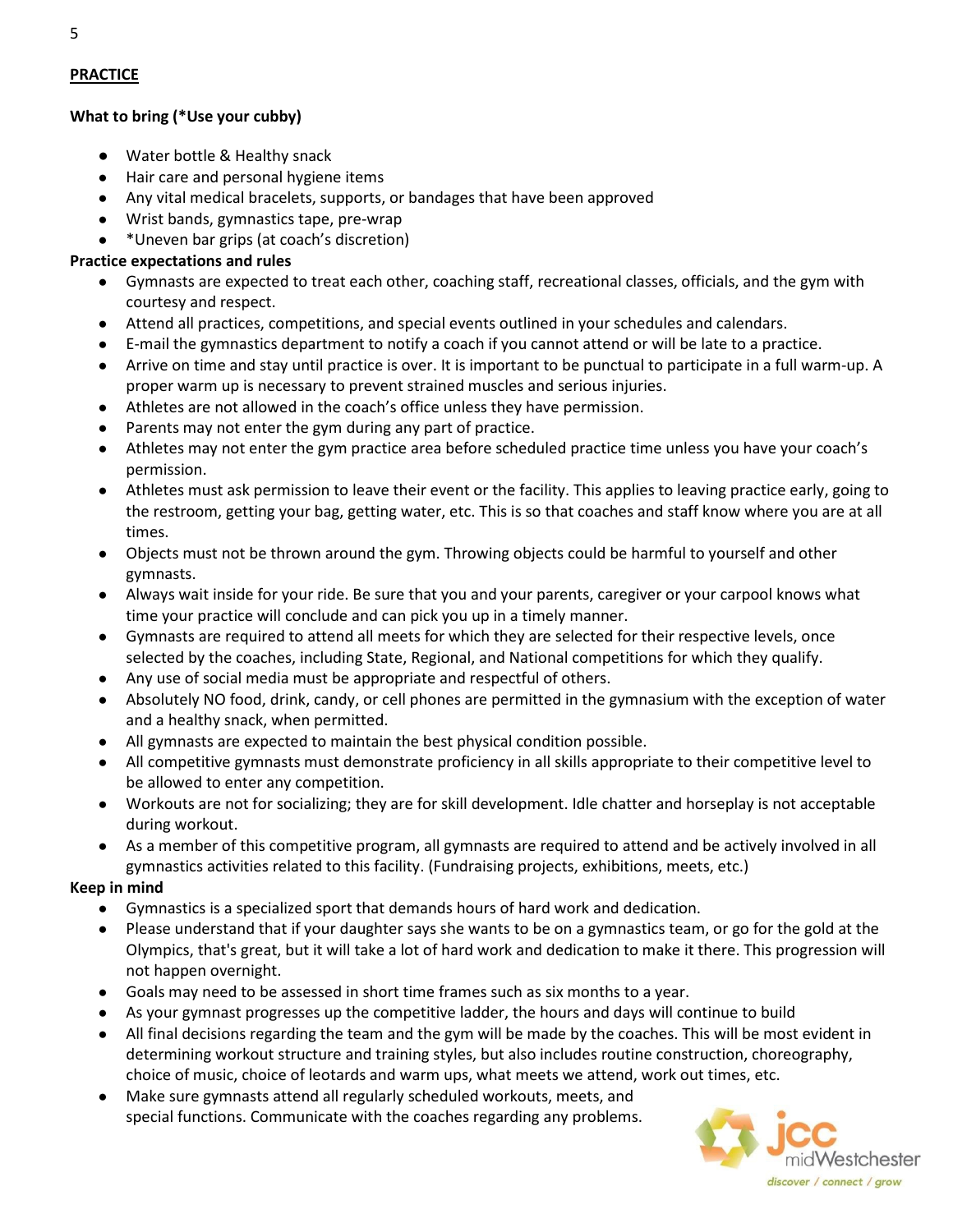**PRACTICE**

**What to bring (*Use your cubby)**

- Water bottle & Healthy snack
- Hair care and personal hygiene items
- Any vital medical bracelets, supports, or bandages that have been approved
- Wrist bands, gymnastics tape, pre-wrap
- *Uneven bar grips (at coach's discretion)

**Practice expectations and rules**

- Gymnasts are expected to treat each other, coaching staff, recreational classes, officials, and the gym with courtesy and respect.
- Attend all practices, competitions, and special events outlined in your schedules and calendars.
- E-mail the gymnastics department to notify a coach if you cannot attend or will be late to a practice.
- Arrive on time and stay until practice is over. It is important to be punctual to participate in a full warm-up. A proper warm up is necessary to prevent strained muscles and serious injuries.
- Athletes are not allowed in the coach's office unless they have permission.
- Parents may not enter the gym during any part of practice.
- Athletes may not enter the gym practice area before scheduled practice time unless you have your coach's permission.
- Athletes must ask permission to leave their event or the facility. This applies to leaving practice early, going to the restroom, getting your bag, getting water, etc. This is so that coaches and staff know where you are at all times.
- Objects must not be thrown around the gym. Throwing objects could be harmful to yourself and other gymnasts.
- Always wait inside for your ride. Be sure that you and your parents, caregiver or your carpool knows what time your practice will conclude and can pick you up in a timely manner.
- Gymnasts are required to attend all meets for which they are selected for their respective levels, once selected by the coaches, including State, Regional, and National competitions for which they qualify.
- Any use of social media must be appropriate and respectful of others.
- Absolutely NO food, drink, candy, or cell phones are permitted in the gymnasium with the exception of water and a healthy snack, when permitted.
- All gymnasts are expected to maintain the best physical condition possible.
- All competitive gymnasts must demonstrate proficiency in all skills appropriate to their competitive level to be allowed to enter any competition.
- Workouts are not for socializing; they are for skill development. Idle chatter and horseplay is not acceptable during workout.
- As a member of this competitive program, all gymnasts are required to attend and be actively involved in all gymnastics activities related to this facility. (Fundraising projects, exhibitions, meets, etc.)

**Keep in mind**

- Gymnastics is a specialized sport that demands hours of hard work and dedication.
- Please understand that if your daughter says she wants to be on a gymnastics team, or go for the gold at the Olympics, that's great, but it will take a lot of hard work and dedication to make it there. This progression will not happen overnight.
- Goals may need to be assessed in short time frames such as six months to a year.
- As your gymnast progresses up the competitive ladder, the hours and days will continue to build
- All final decisions regarding the team and the gym will be made by the coaches. This will be most evident in determining workout structure and training styles, but also includes routine construction, choreography, choice of music, choice of leotards and warm ups, what meets we attend, work out times, etc.
- Make sure gymnasts attend all regularly scheduled workouts, meets, and special functions. Communicate with the coaches regarding any problems.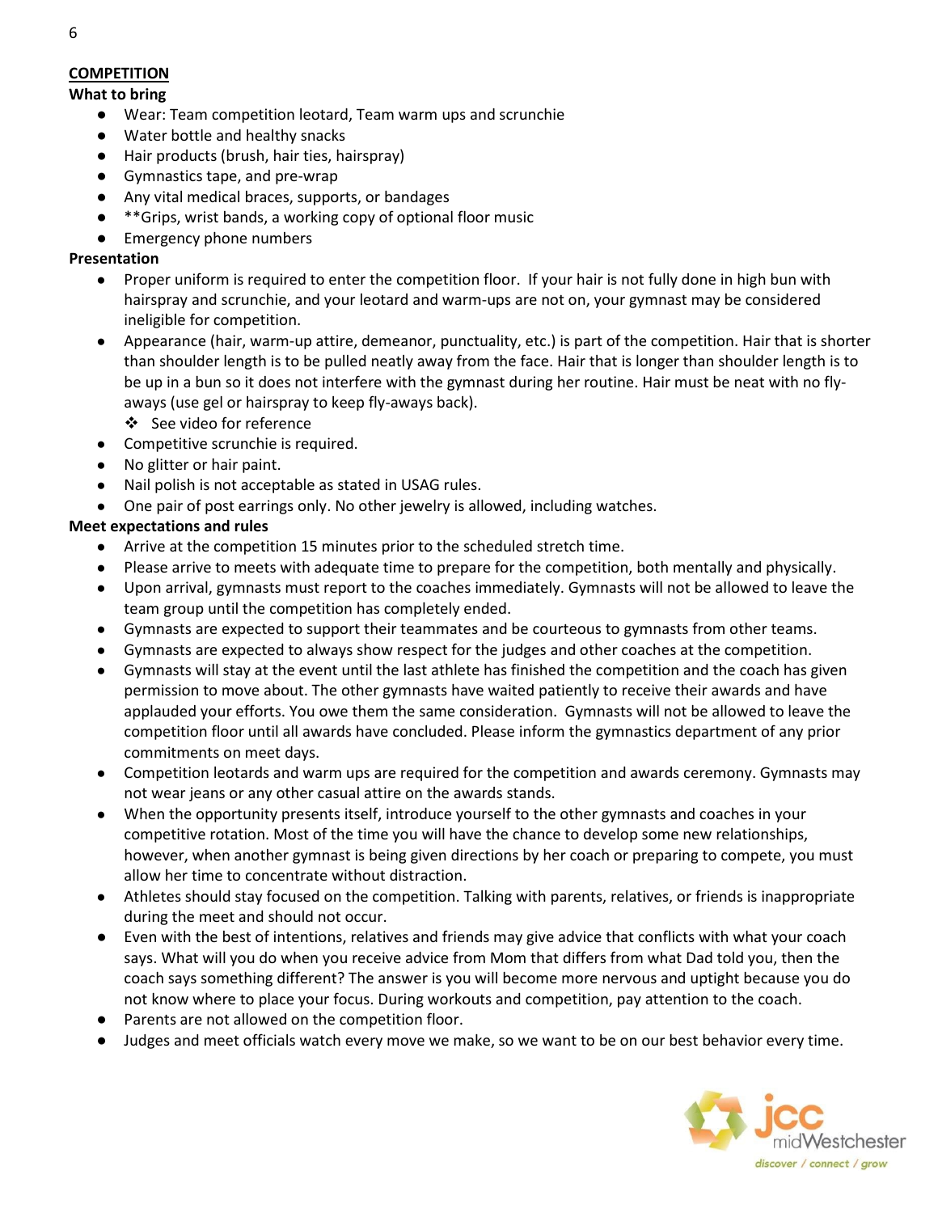## COMPETITION

### What to bring

- Wear: Team competition leotard, Team warm ups and scrunchie
- Water bottle and healthy snacks
- Hair products (brush, hair ties, hairspray)
- Gymnastics tape, and pre-wrap
- Any vital medical braces, supports, or bandages
- **Grips, wrist bands, a working copy of optional floor music
- Emergency phone numbers

### Presentation

- Proper uniform is required to enter the competition floor. If your hair is not fully done in high bun with hairspray and scrunchie, and your leotard and warm-ups are not on, your gymnast may be considered ineligible for competition.
- Appearance (hair, warm-up attire, demeanor, punctuality, etc.) is part of the competition. Hair that is shorter than shoulder length is to be pulled neatly away from the face. Hair that is longer than shoulder length is to be up in a bun so it does not interfere with the gymnast during her routine. Hair must be neat with no fly-aways (use gel or hairspray to keep fly-aways back).
    - See video for reference
- Competitive scrunchie is required.
- No glitter or hair paint.
- Nail polish is not acceptable as stated in USAG rules.
- One pair of post earrings only. No other jewelry is allowed, including watches.

### Meet expectations and rules

- Arrive at the competition 15 minutes prior to the scheduled stretch time.
- Please arrive to meets with adequate time to prepare for the competition, both mentally and physically.
- Upon arrival, gymnasts must report to the coaches immediately. Gymnasts will not be allowed to leave the team group until the competition has completely ended.
- Gymnasts are expected to support their teammates and be courteous to gymnasts from other teams.
- Gymnasts are expected to always show respect for the judges and other coaches at the competition.
- Gymnasts will stay at the event until the last athlete has finished the competition and the coach has given permission to move about. The other gymnasts have waited patiently to receive their awards and have applauded your efforts. You owe them the same consideration. Gymnasts will not be allowed to leave the competition floor until all awards have concluded. Please inform the gymnastics department of any prior commitments on meet days.
- Competition leotards and warm ups are required for the competition and awards ceremony. Gymnasts may not wear jeans or any other casual attire on the awards stands.
- When the opportunity presents itself, introduce yourself to the other gymnasts and coaches in your competitive rotation. Most of the time you will have the chance to develop some new relationships, however, when another gymnast is being given directions by her coach or preparing to compete, you must allow her time to concentrate without distraction.
- Athletes should stay focused on the competition. Talking with parents, relatives, or friends is inappropriate during the meet and should not occur.
- Even with the best of intentions, relatives and friends may give advice that conflicts with what your coach says. What will you do when you receive advice from Mom that differs from what Dad told you, then the coach says something different? The answer is you will become more nervous and uptight because you do not know where to place your focus. During workouts and competition, pay attention to the coach.
- Parents are not allowed on the competition floor.
- Judges and meet officials watch every move we make, so we want to be on our best behavior every time.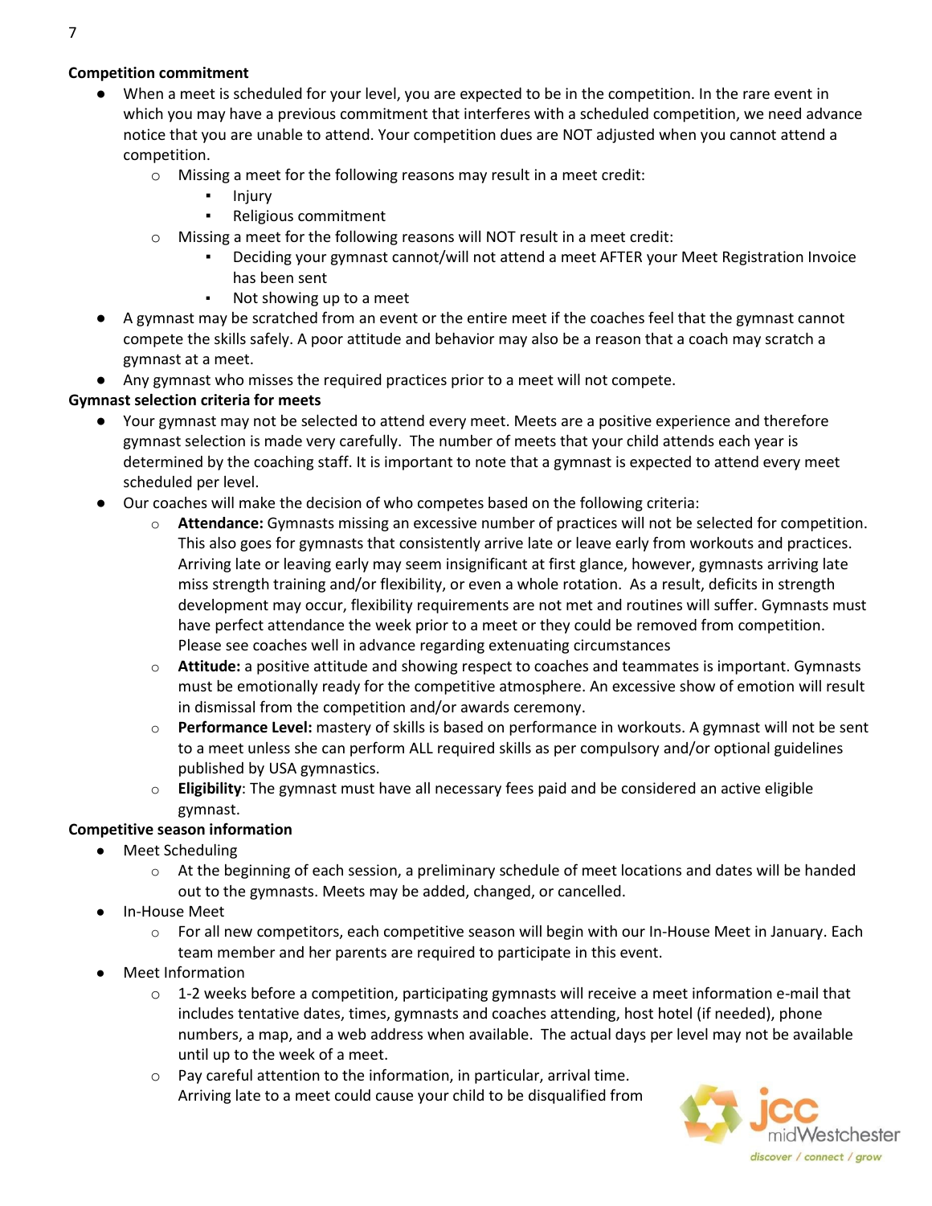**Competition commitment**

- When a meet is scheduled for your level, you are expected to be in the competition. In the rare event in which you may have a previous commitment that interferes with a scheduled competition, we need advance notice that you are unable to attend. Your competition dues are NOT adjusted when you cannot attend a competition.
    - Missing a meet for the following reasons may result in a meet credit:
        - Injury
        - Religious commitment
    - Missing a meet for the following reasons will NOT result in a meet credit:
        - Deciding your gymnast cannot/will not attend a meet AFTER your Meet Registration Invoice has been sent
        - Not showing up to a meet
- A gymnast may be scratched from an event or the entire meet if the coaches feel that the gymnast cannot compete the skills safely. A poor attitude and behavior may also be a reason that a coach may scratch a gymnast at a meet.
- Any gymnast who misses the required practices prior to a meet will not compete.

**Gymnast selection criteria for meets**

- Your gymnast may not be selected to attend every meet. Meets are a positive experience and therefore gymnast selection is made very carefully. The number of meets that your child attends each year is determined by the coaching staff. It is important to note that a gymnast is expected to attend every meet scheduled per level.
- Our coaches will make the decision of who competes based on the following criteria:
    - **Attendance:** Gymnasts missing an excessive number of practices will not be selected for competition. This also goes for gymnasts that consistently arrive late or leave early from workouts and practices. Arriving late or leaving early may seem insignificant at first glance, however, gymnasts arriving late miss strength training and/or flexibility, or even a whole rotation. As a result, deficits in strength development may occur, flexibility requirements are not met and routines will suffer. Gymnasts must have perfect attendance the week prior to a meet or they could be removed from competition. Please see coaches well in advance regarding extenuating circumstances
    - **Attitude:** a positive attitude and showing respect to coaches and teammates is important. Gymnasts must be emotionally ready for the competitive atmosphere. An excessive show of emotion will result in dismissal from the competition and/or awards ceremony.
    - **Performance Level:** mastery of skills is based on performance in workouts. A gymnast will not be sent to a meet unless she can perform ALL required skills as per compulsory and/or optional guidelines published by USA gymnastics.
    - **Eligibility**: The gymnast must have all necessary fees paid and be considered an active eligible gymnast.

**Competitive season information**

- Meet Scheduling
    - At the beginning of each session, a preliminary schedule of meet locations and dates will be handed out to the gymnasts. Meets may be added, changed, or cancelled.
- In-House Meet
    - For all new competitors, each competitive season will begin with our In-House Meet in January. Each team member and her parents are required to participate in this event.
- Meet Information
    - 1-2 weeks before a competition, participating gymnasts will receive a meet information e-mail that includes tentative dates, times, gymnasts and coaches attending, host hotel (if needed), phone numbers, a map, and a web address when available. The actual days per level may not be available until up to the week of a meet.
    - Pay careful attention to the information, in particular, arrival time. Arriving late to a meet could cause your child to be disqualified from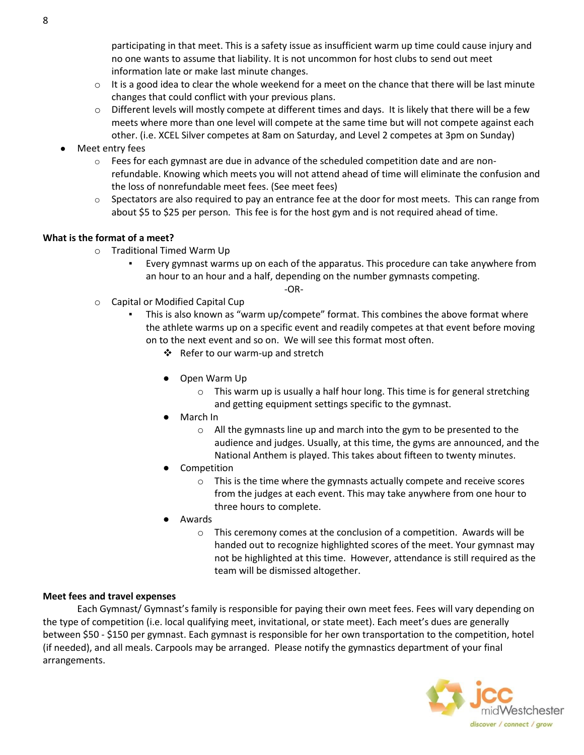participating in that meet. This is a safety issue as insufficient warm up time could cause injury and no one wants to assume that liability. It is not uncommon for host clubs to send out meet information late or make last minute changes.
  - It is a good idea to clear the whole weekend for a meet on the chance that there will be last minute changes that could conflict with your previous plans.
  - Different levels will mostly compete at different times and days. It is likely that there will be a few meets where more than one level will compete at the same time but will not compete against each other. (i.e. XCEL Silver competes at 8am on Saturday, and Level 2 competes at 3pm on Sunday)
- Meet entry fees
  - Fees for each gymnast are due in advance of the scheduled competition date and are non-refundable. Knowing which meets you will not attend ahead of time will eliminate the confusion and the loss of nonrefundable meet fees. (See meet fees)
  - Spectators are also required to pay an entrance fee at the door for most meets. This can range from about $5 to $25 per person. This fee is for the host gym and is not required ahead of time.

**What is the format of a meet?**

- Traditional Timed Warm Up
  - Every gymnast warms up on each of the apparatus. This procedure can take anywhere from an hour to an hour and a half, depending on the number gymnasts competing.

-OR-

- Capital or Modified Capital Cup
  - This is also known as "warm up/compete" format. This combines the above format where the athlete warms up on a specific event and readily competes at that event before moving on to the next event and so on. We will see this format most often.
    - Refer to our warm-up and stretch
    - Open Warm Up
      - This warm up is usually a half hour long. This time is for general stretching and getting equipment settings specific to the gymnast.
    - March In
      - All the gymnasts line up and march into the gym to be presented to the audience and judges. Usually, at this time, the gyms are announced, and the National Anthem is played. This takes about fifteen to twenty minutes.
    - Competition
      - This is the time where the gymnasts actually compete and receive scores from the judges at each event. This may take anywhere from one hour to three hours to complete.
    - Awards
      - This ceremony comes at the conclusion of a competition. Awards will be handed out to recognize highlighted scores of the meet. Your gymnast may not be highlighted at this time. However, attendance is still required as the team will be dismissed altogether.

**Meet fees and travel expenses**

Each Gymnast/ Gymnast's family is responsible for paying their own meet fees. Fees will vary depending on the type of competition (i.e. local qualifying meet, invitational, or state meet). Each meet's dues are generally between $50 - $150 per gymnast. Each gymnast is responsible for her own transportation to the competition, hotel (if needed), and all meals. Carpools may be arranged. Please notify the gymnastics department of your final arrangements.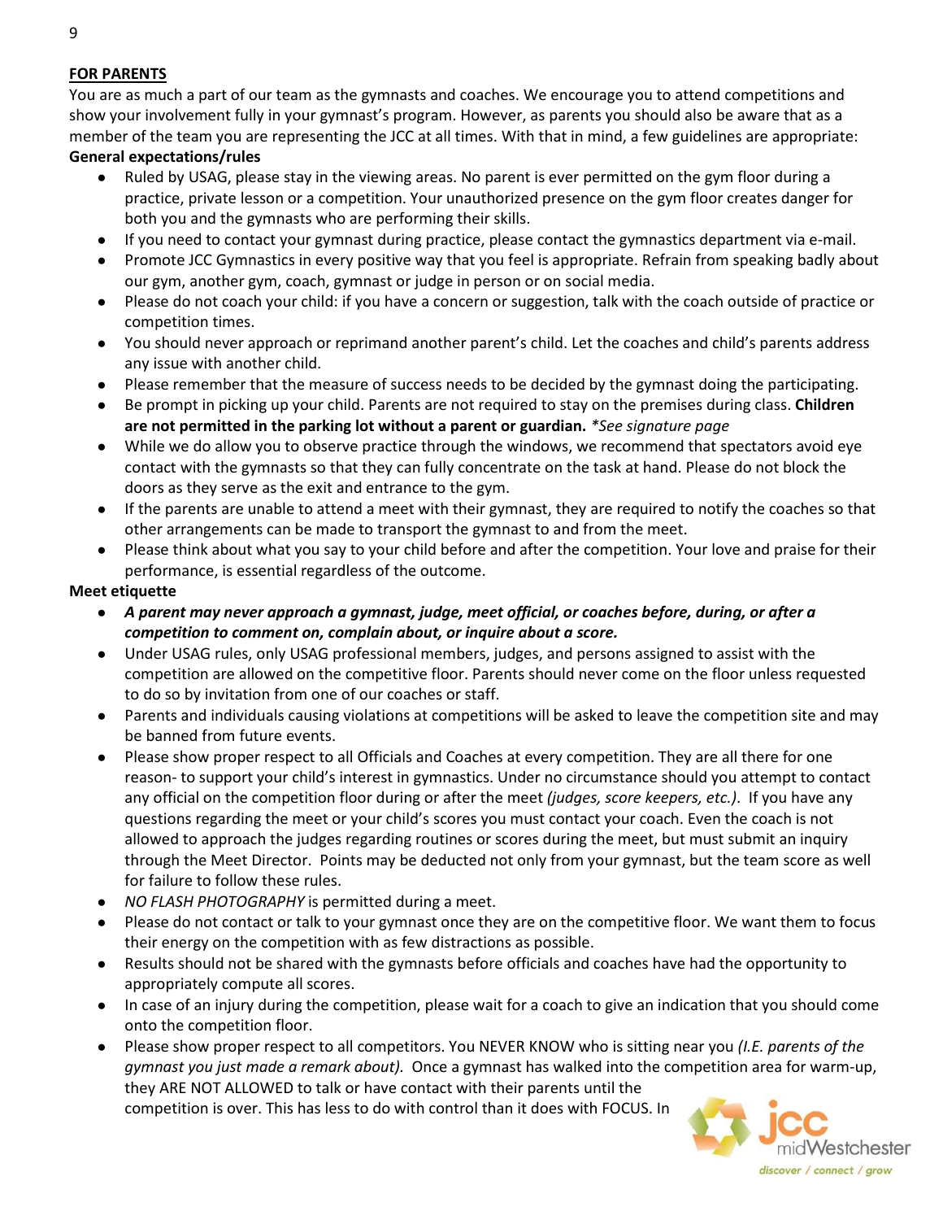**FOR PARENTS**

You are as much a part of our team as the gymnasts and coaches. We encourage you to attend competitions and show your involvement fully in your gymnast's program. However, as parents you should also be aware that as a member of the team you are representing the JCC at all times. With that in mind, a few guidelines are appropriate:

**General expectations/rules**

- Ruled by USAG, please stay in the viewing areas. No parent is ever permitted on the gym floor during a practice, private lesson or a competition. Your unauthorized presence on the gym floor creates danger for both you and the gymnasts who are performing their skills.
- If you need to contact your gymnast during practice, please contact the gymnastics department via e-mail.
- Promote JCC Gymnastics in every positive way that you feel is appropriate. Refrain from speaking badly about our gym, another gym, coach, gymnast or judge in person or on social media.
- Please do not coach your child: if you have a concern or suggestion, talk with the coach outside of practice or competition times.
- You should never approach or reprimand another parent's child. Let the coaches and child's parents address any issue with another child.
- Please remember that the measure of success needs to be decided by the gymnast doing the participating.
- Be prompt in picking up your child. Parents are not required to stay on the premises during class. **Children are not permitted in the parking lot without a parent or guardian.** *\*See signature page*
- While we do allow you to observe practice through the windows, we recommend that spectators avoid eye contact with the gymnasts so that they can fully concentrate on the task at hand. Please do not block the doors as they serve as the exit and entrance to the gym.
- If the parents are unable to attend a meet with their gymnast, they are required to notify the coaches so that other arrangements can be made to transport the gymnast to and from the meet.
- Please think about what you say to your child before and after the competition. Your love and praise for their performance, is essential regardless of the outcome.

**Meet etiquette**

- ***A parent may never approach a gymnast, judge, meet official, or coaches before, during, or after a competition to comment on, complain about, or inquire about a score.***
- Under USAG rules, only USAG professional members, judges, and persons assigned to assist with the competition are allowed on the competitive floor. Parents should never come on the floor unless requested to do so by invitation from one of our coaches or staff.
- Parents and individuals causing violations at competitions will be asked to leave the competition site and may be banned from future events.
- Please show proper respect to all Officials and Coaches at every competition. They are all there for one reason- to support your child's interest in gymnastics. Under no circumstance should you attempt to contact any official on the competition floor during or after the meet *(judges, score keepers, etc.)*. If you have any questions regarding the meet or your child's scores you must contact your coach. Even the coach is not allowed to approach the judges regarding routines or scores during the meet, but must submit an inquiry through the Meet Director. Points may be deducted not only from your gymnast, but the team score as well for failure to follow these rules.
- *NO FLASH PHOTOGRAPHY* is permitted during a meet.
- Please do not contact or talk to your gymnast once they are on the competitive floor. We want them to focus their energy on the competition with as few distractions as possible.
- Results should not be shared with the gymnasts before officials and coaches have had the opportunity to appropriately compute all scores.
- In case of an injury during the competition, please wait for a coach to give an indication that you should come onto the competition floor.
- Please show proper respect to all competitors. You NEVER KNOW who is sitting near you *(I.E. parents of the gymnast you just made a remark about).* Once a gymnast has walked into the competition area for warm-up, they ARE NOT ALLOWED to talk or have contact with their parents until the competition is over. This has less to do with control than it does with FOCUS. In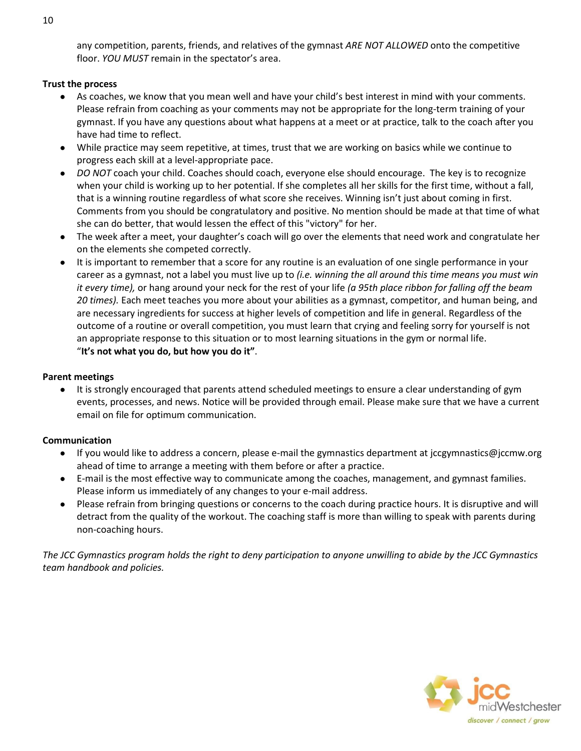any competition, parents, friends, and relatives of the gymnast *ARE NOT ALLOWED* onto the competitive floor. *YOU MUST* remain in the spectator's area.

**Trust the process**

- As coaches, we know that you mean well and have your child's best interest in mind with your comments. Please refrain from coaching as your comments may not be appropriate for the long-term training of your gymnast. If you have any questions about what happens at a meet or at practice, talk to the coach after you have had time to reflect.
- While practice may seem repetitive, at times, trust that we are working on basics while we continue to progress each skill at a level-appropriate pace.
- *DO NOT* coach your child. Coaches should coach, everyone else should encourage. The key is to recognize when your child is working up to her potential. If she completes all her skills for the first time, without a fall, that is a winning routine regardless of what score she receives. Winning isn't just about coming in first. Comments from you should be congratulatory and positive. No mention should be made at that time of what she can do better, that would lessen the effect of this "victory" for her.
- The week after a meet, your daughter's coach will go over the elements that need work and congratulate her on the elements she competed correctly.
- It is important to remember that a score for any routine is an evaluation of one single performance in your career as a gymnast, not a label you must live up to *(i.e. winning the all around this time means you must win it every time),* or hang around your neck for the rest of your life *(a 95th place ribbon for falling off the beam 20 times).* Each meet teaches you more about your abilities as a gymnast, competitor, and human being, and are necessary ingredients for success at higher levels of competition and life in general. Regardless of the outcome of a routine or overall competition, you must learn that crying and feeling sorry for yourself is not an appropriate response to this situation or to most learning situations in the gym or normal life. "**It's not what you do, but how you do it"**.

**Parent meetings**

- It is strongly encouraged that parents attend scheduled meetings to ensure a clear understanding of gym events, processes, and news. Notice will be provided through email. Please make sure that we have a current email on file for optimum communication.

**Communication**

- If you would like to address a concern, please e-mail the gymnastics department at jccgymnastics@jccmw.org ahead of time to arrange a meeting with them before or after a practice.
- E-mail is the most effective way to communicate among the coaches, management, and gymnast families. Please inform us immediately of any changes to your e-mail address.
- Please refrain from bringing questions or concerns to the coach during practice hours. It is disruptive and will detract from the quality of the workout. The coaching staff is more than willing to speak with parents during non-coaching hours.

*The JCC Gymnastics program holds the right to deny participation to anyone unwilling to abide by the JCC Gymnastics team handbook and policies.*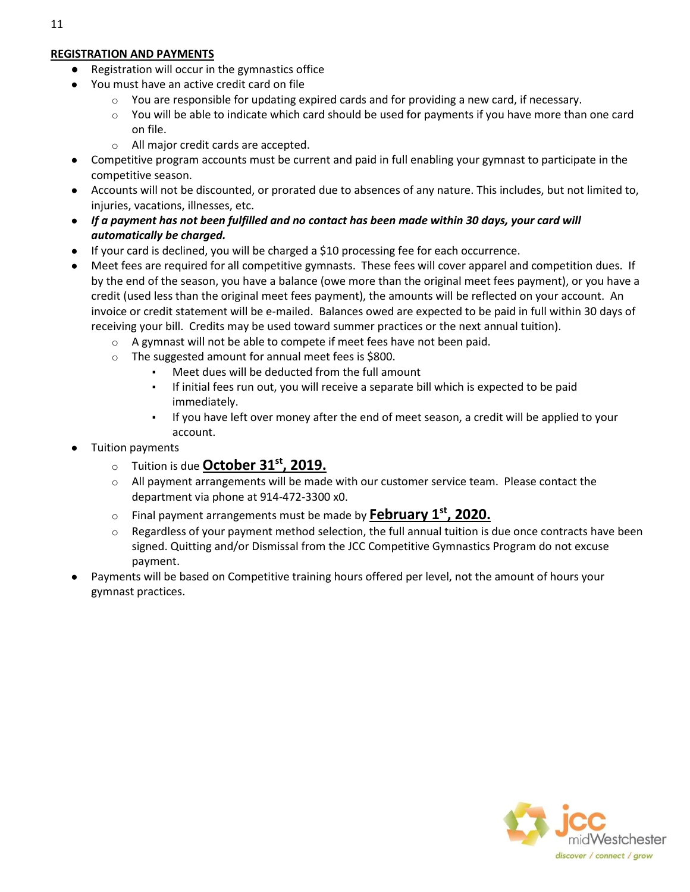## REGISTRATION AND PAYMENTS

- Registration will occur in the gymnastics office
- You must have an active credit card on file
  - You are responsible for updating expired cards and for providing a new card, if necessary.
  - You will be able to indicate which card should be used for payments if you have more than one card on file.
  - All major credit cards are accepted.
- Competitive program accounts must be current and paid in full enabling your gymnast to participate in the competitive season.
- Accounts will not be discounted, or prorated due to absences of any nature. This includes, but not limited to, injuries, vacations, illnesses, etc.
- ***If a payment has not been fulfilled and no contact has been made within 30 days, your card will automatically be charged.***
- If your card is declined, you will be charged a $10 processing fee for each occurrence.
- Meet fees are required for all competitive gymnasts. These fees will cover apparel and competition dues. If by the end of the season, you have a balance (owe more than the original meet fees payment), or you have a credit (used less than the original meet fees payment), the amounts will be reflected on your account. An invoice or credit statement will be e-mailed. Balances owed are expected to be paid in full within 30 days of receiving your bill. Credits may be used toward summer practices or the next annual tuition).
  - A gymnast will not be able to compete if meet fees have not been paid.
  - The suggested amount for annual meet fees is $800.
    - Meet dues will be deducted from the full amount
    - If initial fees run out, you will receive a separate bill which is expected to be paid immediately.
    - If you have left over money after the end of meet season, a credit will be applied to your account.
- Tuition payments
  - Tuition is due **October 31st, 2019.**
  - All payment arrangements will be made with our customer service team. Please contact the department via phone at 914-472-3300 x0.
  - Final payment arrangements must be made by **February 1st, 2020.**
  - Regardless of your payment method selection, the full annual tuition is due once contracts have been signed. Quitting and/or Dismissal from the JCC Competitive Gymnastics Program do not excuse payment.
- Payments will be based on Competitive training hours offered per level, not the amount of hours your gymnast practices.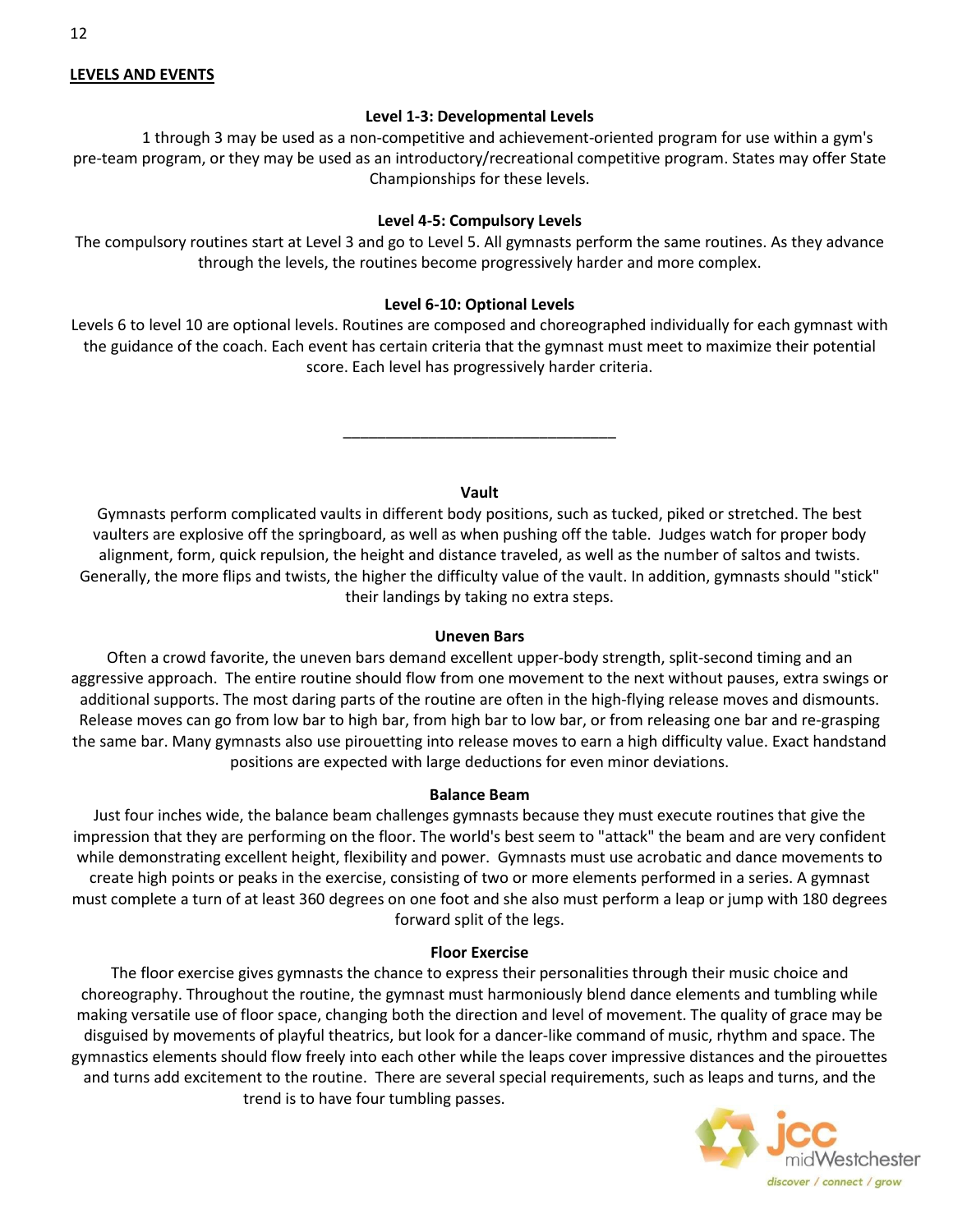## LEVELS AND EVENTS

### Level 1-3: Developmental Levels

1 through 3 may be used as a non-competitive and achievement-oriented program for use within a gym's pre-team program, or they may be used as an introductory/recreational competitive program. States may offer State Championships for these levels.

### Level 4-5: Compulsory Levels

The compulsory routines start at Level 3 and go to Level 5. All gymnasts perform the same routines. As they advance through the levels, the routines become progressively harder and more complex.

### Level 6-10: Optional Levels

Levels 6 to level 10 are optional levels. Routines are composed and choreographed individually for each gymnast with the guidance of the coach. Each event has certain criteria that the gymnast must meet to maximize their potential score. Each level has progressively harder criteria.

---

### Vault

Gymnasts perform complicated vaults in different body positions, such as tucked, piked or stretched. The best vaulters are explosive off the springboard, as well as when pushing off the table. Judges watch for proper body alignment, form, quick repulsion, the height and distance traveled, as well as the number of saltos and twists. Generally, the more flips and twists, the higher the difficulty value of the vault. In addition, gymnasts should "stick" their landings by taking no extra steps.

### Uneven Bars

Often a crowd favorite, the uneven bars demand excellent upper-body strength, split-second timing and an aggressive approach. The entire routine should flow from one movement to the next without pauses, extra swings or additional supports. The most daring parts of the routine are often in the high-flying release moves and dismounts. Release moves can go from low bar to high bar, from high bar to low bar, or from releasing one bar and re-grasping the same bar. Many gymnasts also use pirouetting into release moves to earn a high difficulty value. Exact handstand positions are expected with large deductions for even minor deviations.

### Balance Beam

Just four inches wide, the balance beam challenges gymnasts because they must execute routines that give the impression that they are performing on the floor. The world's best seem to "attack" the beam and are very confident while demonstrating excellent height, flexibility and power. Gymnasts must use acrobatic and dance movements to create high points or peaks in the exercise, consisting of two or more elements performed in a series. A gymnast must complete a turn of at least 360 degrees on one foot and she also must perform a leap or jump with 180 degrees forward split of the legs.

### Floor Exercise

The floor exercise gives gymnasts the chance to express their personalities through their music choice and choreography. Throughout the routine, the gymnast must harmoniously blend dance elements and tumbling while making versatile use of floor space, changing both the direction and level of movement. The quality of grace may be disguised by movements of playful theatrics, but look for a dancer-like command of music, rhythm and space. The gymnastics elements should flow freely into each other while the leaps cover impressive distances and the pirouettes and turns add excitement to the routine. There are several special requirements, such as leaps and turns, and the trend is to have four tumbling passes.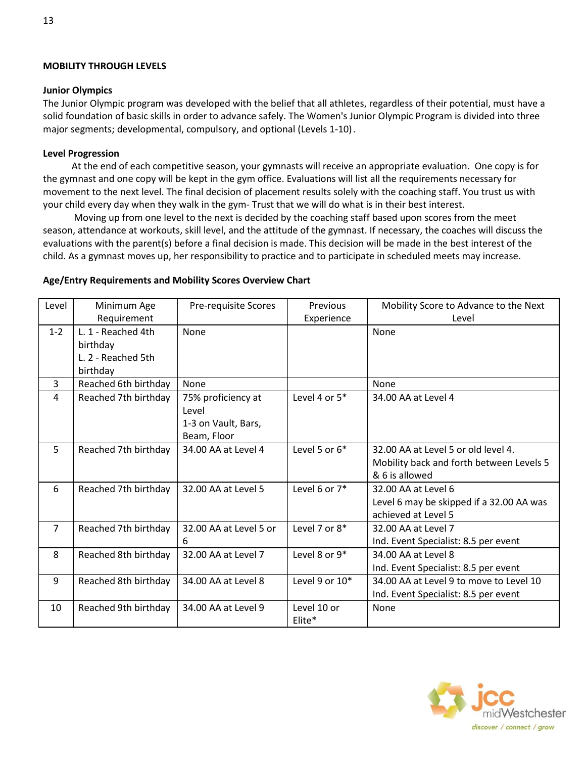**MOBILITY THROUGH LEVELS**

**Junior Olympics**

The Junior Olympic program was developed with the belief that all athletes, regardless of their potential, must have a solid foundation of basic skills in order to advance safely. The Women's Junior Olympic Program is divided into three major segments; developmental, compulsory, and optional (Levels 1-10).

**Level Progression**

At the end of each competitive season, your gymnasts will receive an appropriate evaluation. One copy is for the gymnast and one copy will be kept in the gym office. Evaluations will list all the requirements necessary for movement to the next level. The final decision of placement results solely with the coaching staff. You trust us with your child every day when they walk in the gym- Trust that we will do what is in their best interest.

Moving up from one level to the next is decided by the coaching staff based upon scores from the meet season, attendance at workouts, skill level, and the attitude of the gymnast. If necessary, the coaches will discuss the evaluations with the parent(s) before a final decision is made. This decision will be made in the best interest of the child. As a gymnast moves up, her responsibility to practice and to participate in scheduled meets may increase.

**Age/Entry Requirements and Mobility Scores Overview Chart**

| Level | Minimum Age Requirement | Pre-requisite Scores | Previous Experience | Mobility Score to Advance to the Next Level |
|---|---|---|---|---|
| 1-2 | L. 1 - Reached 4th birthday<br>L. 2 - Reached 5th birthday | None | | None |
| 3 | Reached 6th birthday | None | | None |
| 4 | Reached 7th birthday | 75% proficiency at Level 1-3 on Vault, Bars, Beam, Floor | Level 4 or 5* | 34.00 AA at Level 4 |
| 5 | Reached 7th birthday | 34.00 AA at Level 4 | Level 5 or 6* | 32.00 AA at Level 5 or old level 4.<br>Mobility back and forth between Levels 5 & 6 is allowed |
| 6 | Reached 7th birthday | 32.00 AA at Level 5 | Level 6 or 7* | 32.00 AA at Level 6<br>Level 6 may be skipped if a 32.00 AA was achieved at Level 5 |
| 7 | Reached 7th birthday | 32.00 AA at Level 5 or 6 | Level 7 or 8* | 32.00 AA at Level 7<br>Ind. Event Specialist: 8.5 per event |
| 8 | Reached 8th birthday | 32.00 AA at Level 7 | Level 8 or 9* | 34.00 AA at Level 8<br>Ind. Event Specialist: 8.5 per event |
| 9 | Reached 8th birthday | 34.00 AA at Level 8 | Level 9 or 10* | 34.00 AA at Level 9 to move to Level 10<br>Ind. Event Specialist: 8.5 per event |
| 10 | Reached 9th birthday | 34.00 AA at Level 9 | Level 10 or Elite* | None |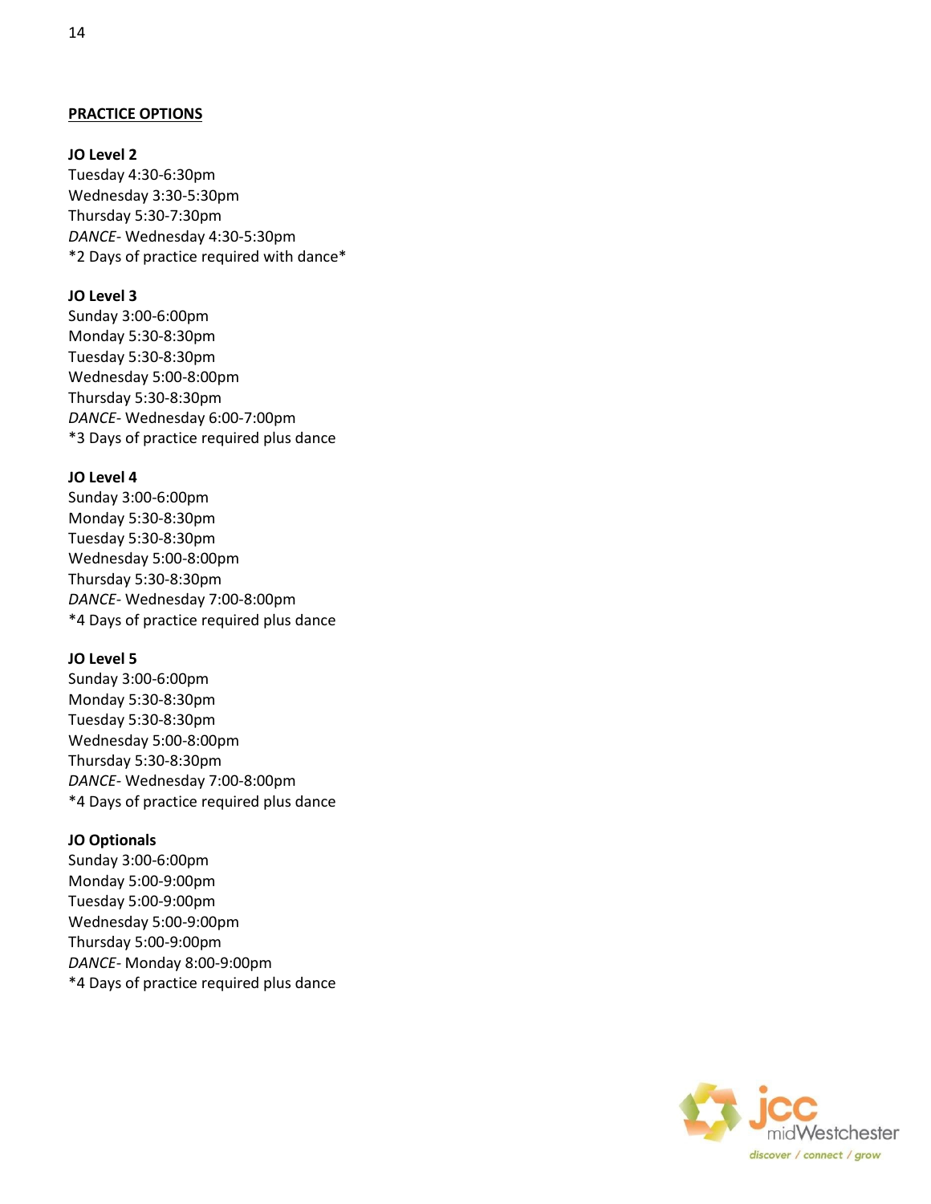**PRACTICE OPTIONS**

**JO Level 2**
Tuesday 4:30-6:30pm
Wednesday 3:30-5:30pm
Thursday 5:30-7:30pm
*DANCE*- Wednesday 4:30-5:30pm
*2 Days of practice required with dance*

**JO Level 3**
Sunday 3:00-6:00pm
Monday 5:30-8:30pm
Tuesday 5:30-8:30pm
Wednesday 5:00-8:00pm
Thursday 5:30-8:30pm
*DANCE*- Wednesday 6:00-7:00pm
*3 Days of practice required plus dance

**JO Level 4**
Sunday 3:00-6:00pm
Monday 5:30-8:30pm
Tuesday 5:30-8:30pm
Wednesday 5:00-8:00pm
Thursday 5:30-8:30pm
*DANCE*- Wednesday 7:00-8:00pm
*4 Days of practice required plus dance

**JO Level 5**
Sunday 3:00-6:00pm
Monday 5:30-8:30pm
Tuesday 5:30-8:30pm
Wednesday 5:00-8:00pm
Thursday 5:30-8:30pm
*DANCE*- Wednesday 7:00-8:00pm
*4 Days of practice required plus dance

**JO Optionals**
Sunday 3:00-6:00pm
Monday 5:00-9:00pm
Tuesday 5:00-9:00pm
Wednesday 5:00-9:00pm
Thursday 5:00-9:00pm
*DANCE*- Monday 8:00-9:00pm
*4 Days of practice required plus dance

jcc midWestchester
discover / connect / grow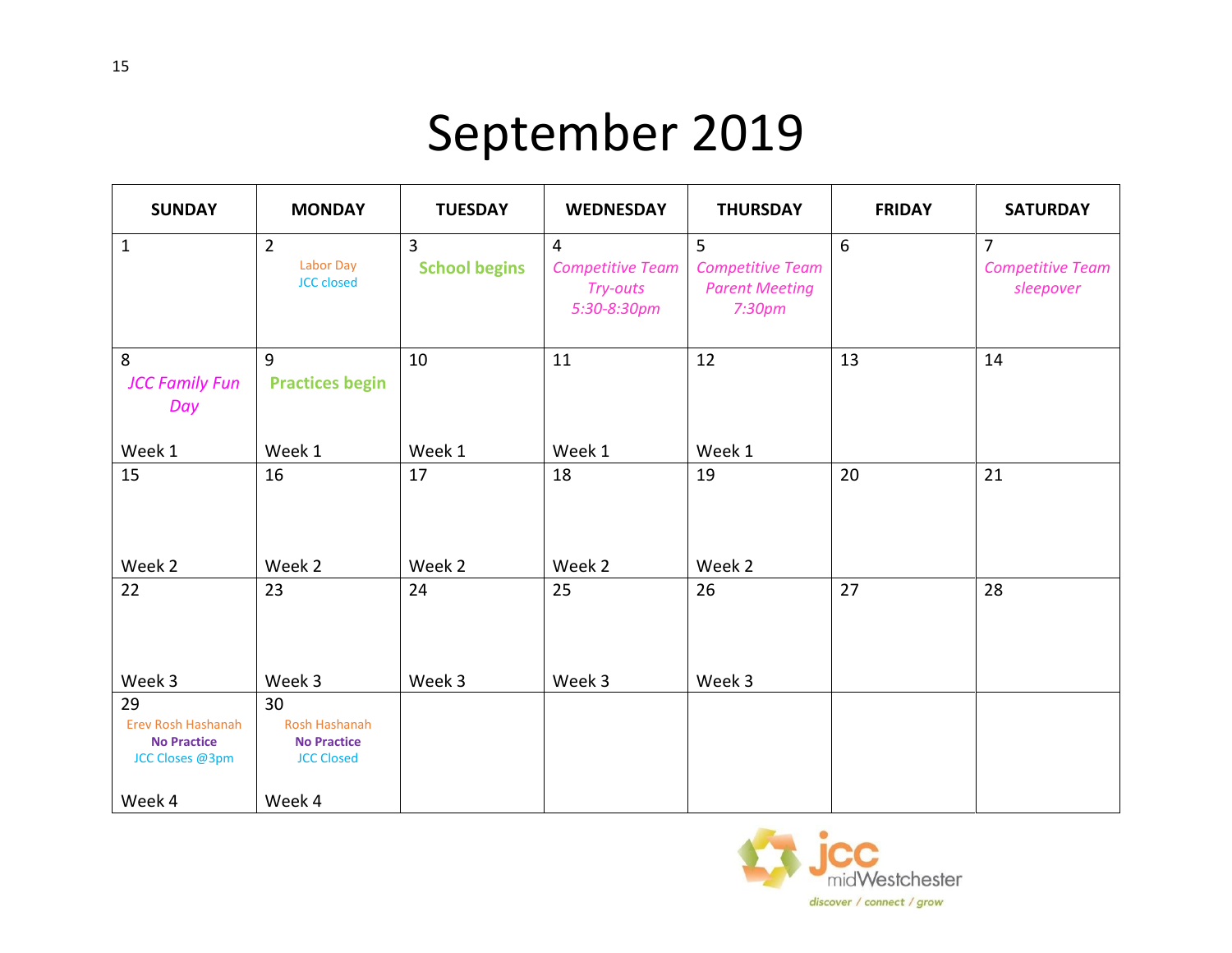# September 2019

| SUNDAY | MONDAY | TUESDAY | WEDNESDAY | THURSDAY | FRIDAY | SATURDAY |
|---|---|---|---|---|---|---|
| 1 | 2<br>Labor Day<br>JCC closed | 3<br>**School begins** | 4<br>*Competitive Team Try-outs 5:30-8:30pm* | 5<br>*Competitive Team Parent Meeting 7:30pm* | 6 | 7<br>*Competitive Team sleepover* |
| 8<br>*JCC Family Fun Day*<br>Week 1 | 9<br>**Practices begin**<br>Week 1 | 10<br>Week 1 | 11<br>Week 1 | 12<br>Week 1 | 13 | 14 |
| 15<br>Week 2 | 16<br>Week 2 | 17<br>Week 2 | 18<br>Week 2 | 19<br>Week 2 | 20 | 21 |
| 22<br>Week 3 | 23<br>Week 3 | 24<br>Week 3 | 25<br>Week 3 | 26<br>Week 3 | 27 | 28 |
| 29<br>Erev Rosh Hashanah<br>**No Practice**<br>JCC Closes @3pm<br>Week 4 | 30<br>Rosh Hashanah<br>**No Practice**<br>JCC Closed<br>Week 4 | | | | | |

jcc midWestchester
discover / connect / grow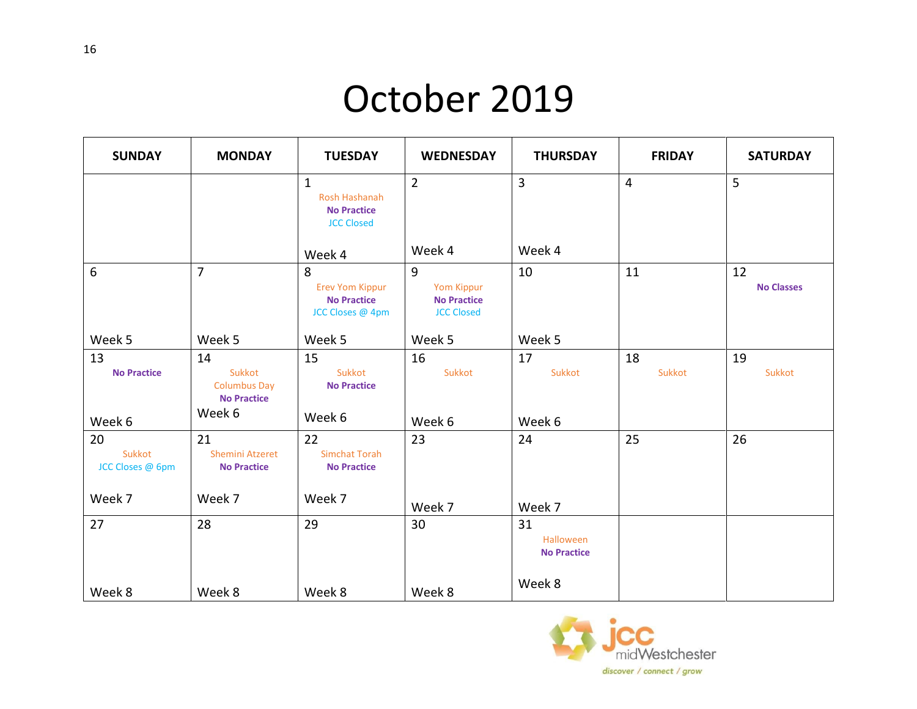# October 2019

| SUNDAY | MONDAY | TUESDAY | WEDNESDAY | THURSDAY | FRIDAY | SATURDAY |
| --- | --- | --- | --- | --- | --- | --- |
| | | 1 Rosh Hashanah **No Practice** JCC Closed Week 4 | 2 Week 4 | 3 Week 4 | 4 | 5 |
| 6 Week 5 | 7 Week 5 | 8 Erev Yom Kippur **No Practice** JCC Closes @ 4pm Week 5 | 9 Yom Kippur **No Practice** JCC Closed Week 5 | 10 Week 5 | 11 | 12 **No Classes** |
| 13 **No Practice** Week 6 | 14 Sukkot Columbus Day **No Practice** Week 6 | 15 Sukkot **No Practice** Week 6 | 16 Sukkot Week 6 | 17 Sukkot Week 6 | 18 Sukkot | 19 Sukkot |
| 20 Sukkot JCC Closes @ 6pm Week 7 | 21 Shemini Atzeret **No Practice** Week 7 | 22 Simchat Torah **No Practice** Week 7 | 23 Week 7 | 24 Week 7 | 25 | 26 |
| 27 Week 8 | 28 Week 8 | 29 Week 8 | 30 Week 8 | 31 Halloween **No Practice** Week 8 | | |

jcc midWestchester
discover / connect / grow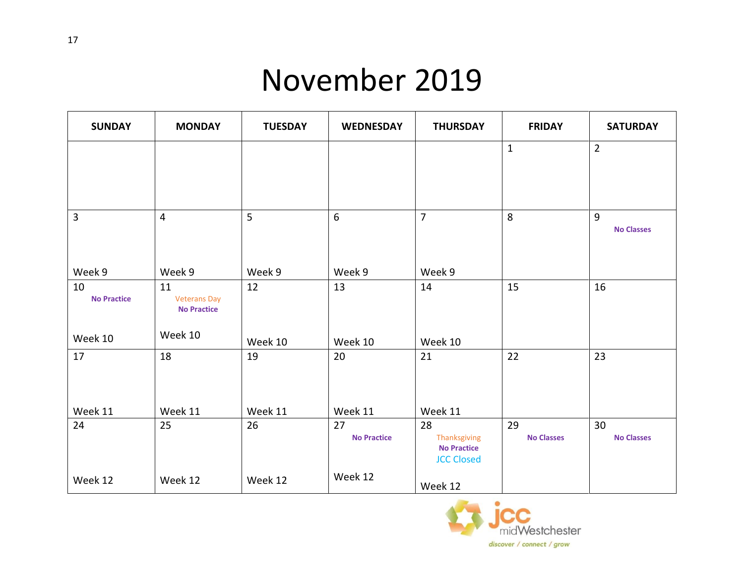# November 2019

| SUNDAY | MONDAY | TUESDAY | WEDNESDAY | THURSDAY | FRIDAY | SATURDAY |
|---|---|---|---|---|---|---|
| | | | | | 1 | 2 |
| 3<br>Week 9 | 4<br>Week 9 | 5<br>Week 9 | 6<br>Week 9 | 7<br>Week 9 | 8 | 9<br>**No Classes** |
| 10<br>**No Practice**<br>Week 10 | 11<br>Veterans Day<br>**No Practice**<br>Week 10 | 12<br>Week 10 | 13<br>Week 10 | 14<br>Week 10 | 15 | 16 |
| 17<br>Week 11 | 18<br>Week 11 | 19<br>Week 11 | 20<br>Week 11 | 21<br>Week 11 | 22 | 23 |
| 24<br>Week 12 | 25<br>Week 12 | 26<br>Week 12 | 27<br>**No Practice**<br>Week 12 | 28<br>Thanksgiving<br>**No Practice**<br>JCC Closed<br>Week 12 | 29<br>**No Classes** | 30<br>**No Classes** |

jcc midWestchester
discover / connect / grow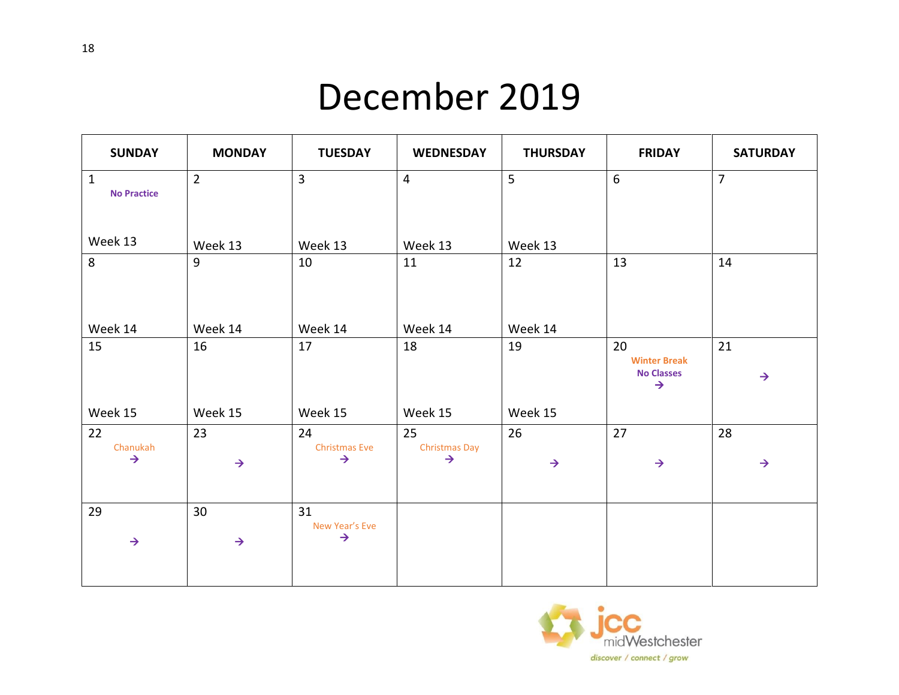# December 2019

| SUNDAY | MONDAY | TUESDAY | WEDNESDAY | THURSDAY | FRIDAY | SATURDAY |
|---|---|---|---|---|---|---|
| 1 **No Practice** Week 13 | 2 Week 13 | 3 Week 13 | 4 Week 13 | 5 Week 13 | 6 | 7 |
| 8 Week 14 | 9 Week 14 | 10 Week 14 | 11 Week 14 | 12 Week 14 | 13 | 14 |
| 15 Week 15 | 16 Week 15 | 17 Week 15 | 18 Week 15 | 19 Week 15 | 20 **Winter Break** **No Classes** → | 21 → |
| 22 Chanukah → | 23 → | 24 Christmas Eve → | 25 Christmas Day → | 26 → | 27 → | 28 → |
| 29 → | 30 → | 31 New Year's Eve → | | | | |

jcc midWestchester
discover / connect / grow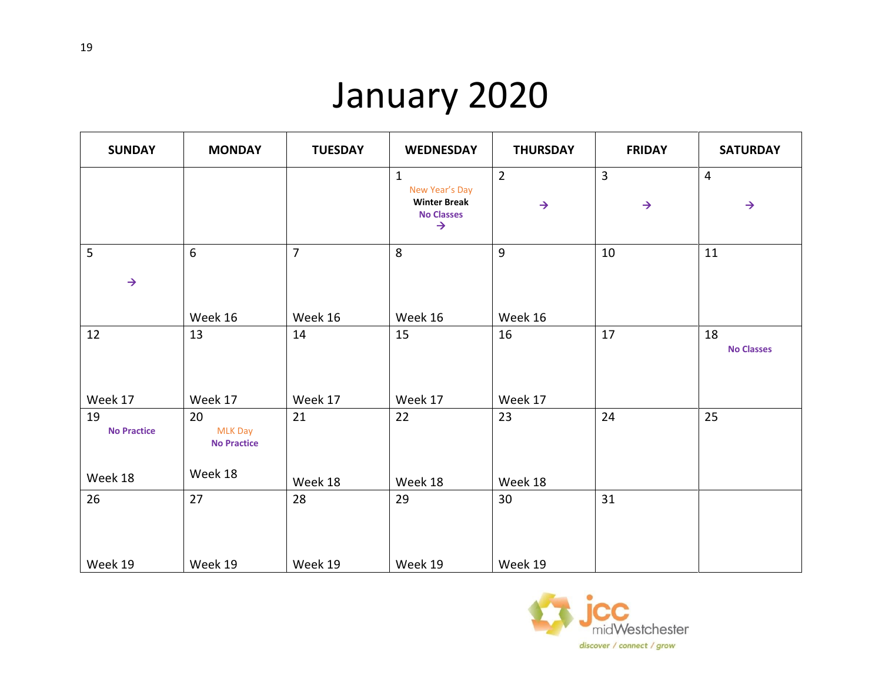# January 2020

| SUNDAY | MONDAY | TUESDAY | WEDNESDAY | THURSDAY | FRIDAY | SATURDAY |
|---|---|---|---|---|---|---|
| | | | 1 New Year's Day **Winter Break** **No Classes** → | 2 → | 3 → | 4 → |
| 5 → | 6 Week 16 | 7 Week 16 | 8 Week 16 | 9 Week 16 | 10 | 11 |
| 12 Week 17 | 13 Week 17 | 14 Week 17 | 15 Week 17 | 16 Week 17 | 17 | 18 **No Classes** |
| 19 **No Practice** Week 18 | 20 MLK Day **No Practice** Week 18 | 21 Week 18 | 22 Week 18 | 23 Week 18 | 24 | 25 |
| 26 Week 19 | 27 Week 19 | 28 Week 19 | 29 Week 19 | 30 Week 19 | 31 | |

jcc midWestchester
discover / connect / grow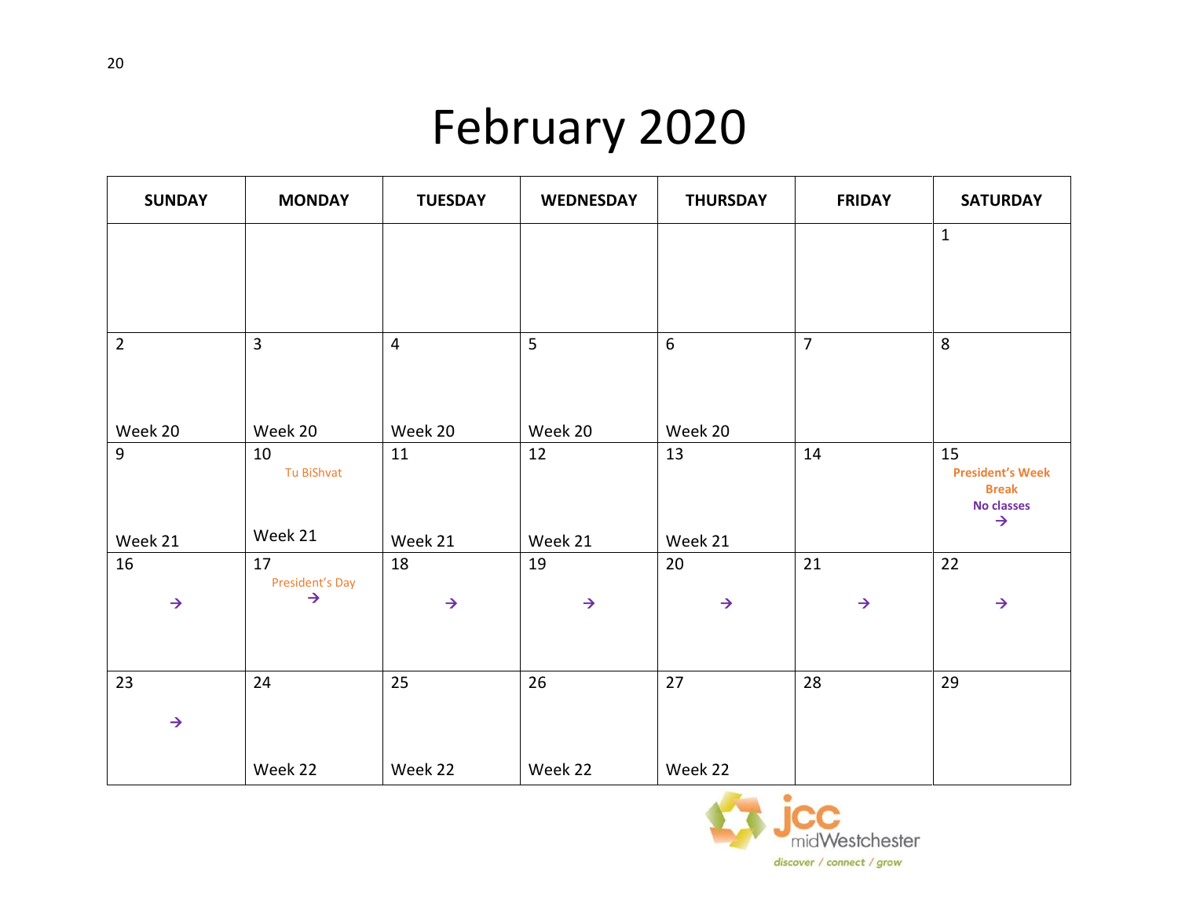# February 2020

| SUNDAY | MONDAY | TUESDAY | WEDNESDAY | THURSDAY | FRIDAY | SATURDAY |
|---|---|---|---|---|---|---|
| | | | | | | 1 |
| 2<br>Week 20 | 3<br>Week 20 | 4<br>Week 20 | 5<br>Week 20 | 6<br>Week 20 | 7 | 8 |
| 9<br>Week 21 | 10<br>Tu BiShvat<br>Week 21 | 11<br>Week 21 | 12<br>Week 21 | 13<br>Week 21 | 14 | 15<br>**President's Week Break**<br>**No classes**<br>→ |
| 16<br>→ | 17<br>President's Day<br>→ | 18<br>→ | 19<br>→ | 20<br>→ | 21<br>→ | 22<br>→ |
| 23<br>→ | 24<br>Week 22 | 25<br>Week 22 | 26<br>Week 22 | 27<br>Week 22 | 28 | 29 |

jcc midWestchester
discover / connect / grow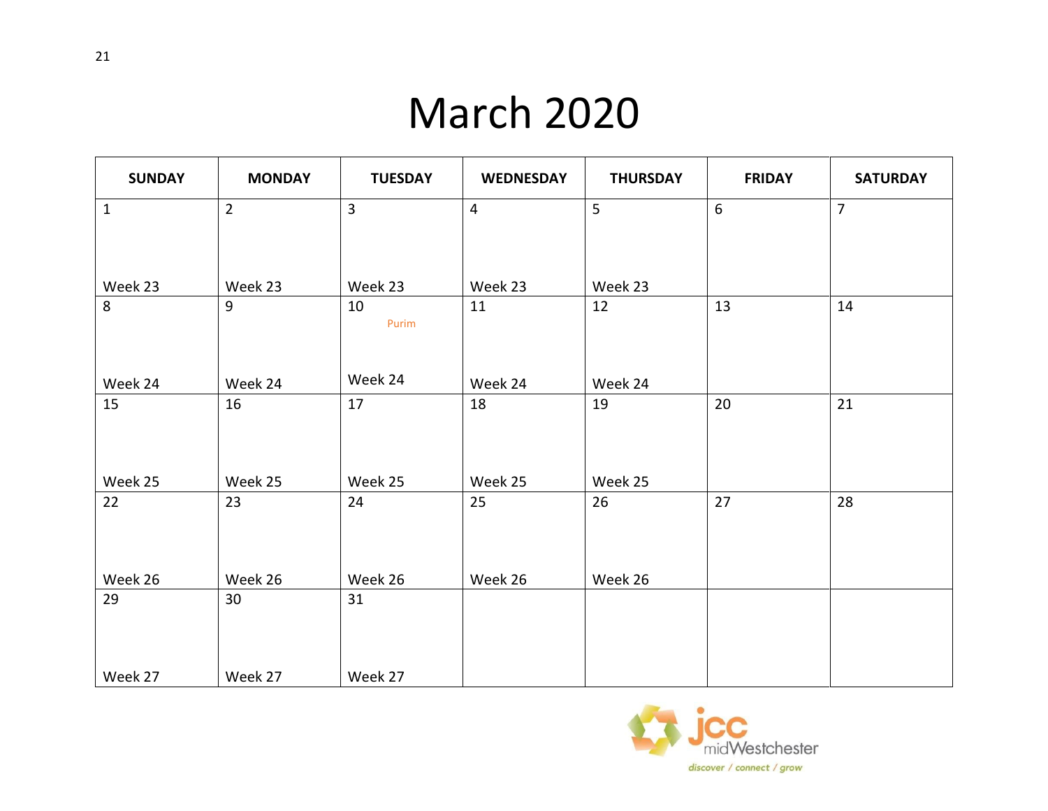# March 2020

| SUNDAY | MONDAY | TUESDAY | WEDNESDAY | THURSDAY | FRIDAY | SATURDAY |
| --- | --- | --- | --- | --- | --- | --- |
| 1<br><br>Week 23 | 2<br><br>Week 23 | 3<br><br>Week 23 | 4<br><br>Week 23 | 5<br><br>Week 23 | 6 | 7 |
| 8<br><br>Week 24 | 9<br><br>Week 24 | 10<br>Purim<br>Week 24 | 11<br><br>Week 24 | 12<br><br>Week 24 | 13 | 14 |
| 15<br><br>Week 25 | 16<br><br>Week 25 | 17<br><br>Week 25 | 18<br><br>Week 25 | 19<br><br>Week 25 | 20 | 21 |
| 22<br><br>Week 26 | 23<br><br>Week 26 | 24<br><br>Week 26 | 25<br><br>Week 26 | 26<br><br>Week 26 | 27 | 28 |
| 29<br><br>Week 27 | 30<br><br>Week 27 | 31<br><br>Week 27 | | | | |

jcc midWestchester
discover / connect / grow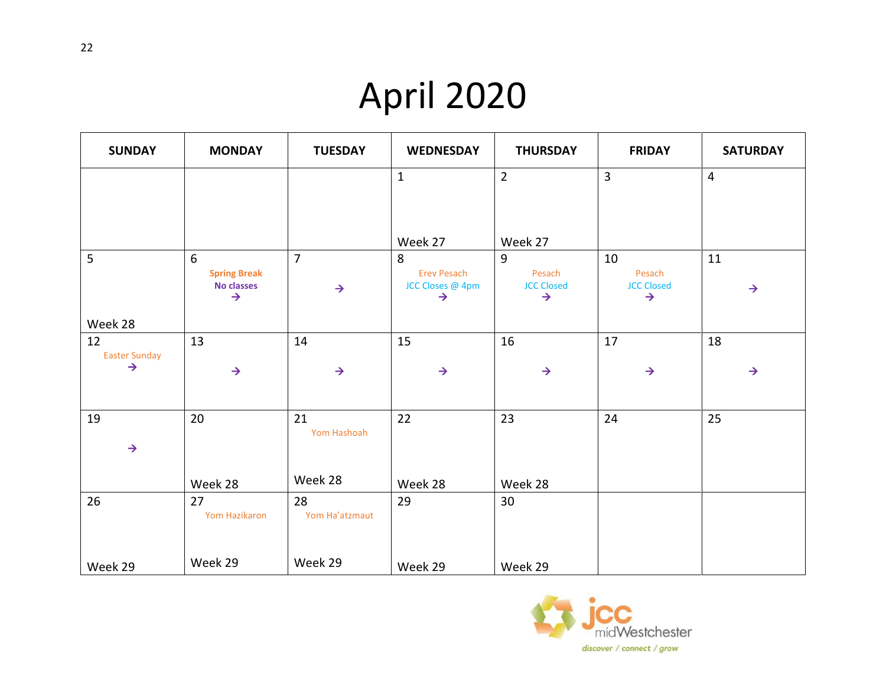# April 2020

| SUNDAY | MONDAY | TUESDAY | WEDNESDAY | THURSDAY | FRIDAY | SATURDAY |
|---|---|---|---|---|---|---|
| | | | 1<br>Week 27 | 2<br>Week 27 | 3 | 4 |
| 5<br>Week 28 | 6<br>**Spring Break**<br>**No classes**<br>→ | 7<br>→ | 8<br>Erev Pesach<br>JCC Closes @ 4pm<br>→ | 9<br>Pesach<br>JCC Closed<br>→ | 10<br>Pesach<br>JCC Closed<br>→ | 11<br>→ |
| 12<br>Easter Sunday<br>→ | 13<br>→ | 14<br>→ | 15<br>→ | 16<br>→ | 17<br>→ | 18<br>→ |
| 19<br>→ | 20<br>Week 28 | 21<br>Yom Hashoah<br>Week 28 | 22<br>Week 28 | 23<br>Week 28 | 24 | 25 |
| 26<br>Week 29 | 27<br>Yom Hazikaron<br>Week 29 | 28<br>Yom Ha'atzmaut<br>Week 29 | 29<br>Week 29 | 30<br>Week 29 | | |

jcc midWestchester
discover / connect / grow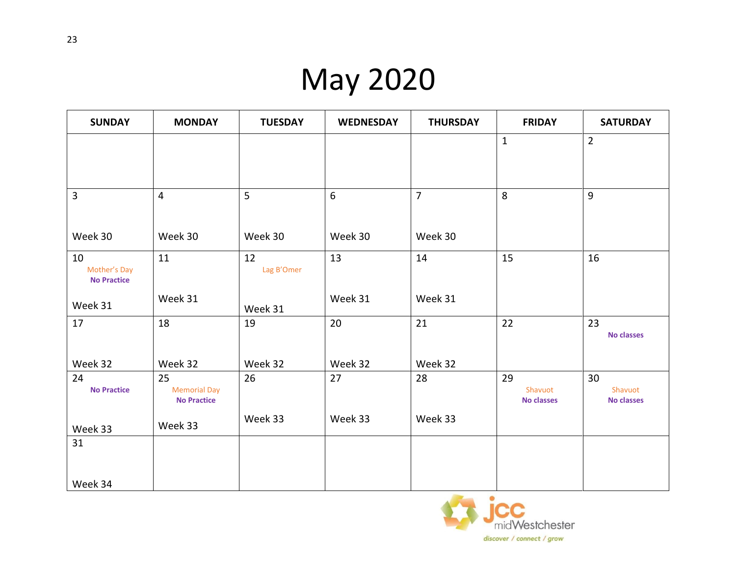# May 2020

| SUNDAY | MONDAY | TUESDAY | WEDNESDAY | THURSDAY | FRIDAY | SATURDAY |
|---|---|---|---|---|---|---|
| | | | | | 1 | 2 |
| 3<br>Week 30 | 4<br>Week 30 | 5<br>Week 30 | 6<br>Week 30 | 7<br>Week 30 | 8 | 9 |
| 10<br>Mother's Day<br>**No Practice**<br>Week 31 | 11<br>Week 31 | 12<br>Lag B'Omer<br>Week 31 | 13<br>Week 31 | 14<br>Week 31 | 15 | 16 |
| 17<br>Week 32 | 18<br>Week 32 | 19<br>Week 32 | 20<br>Week 32 | 21<br>Week 32 | 22 | 23<br>**No classes** |
| 24<br>**No Practice**<br>Week 33 | 25<br>Memorial Day<br>**No Practice**<br>Week 33 | 26<br>Week 33 | 27<br>Week 33 | 28<br>Week 33 | 29<br>Shavuot<br>**No classes** | 30<br>Shavuot<br>**No classes** |
| 31<br>Week 34 | | | | | | |

jcc midWestchester
discover / connect / grow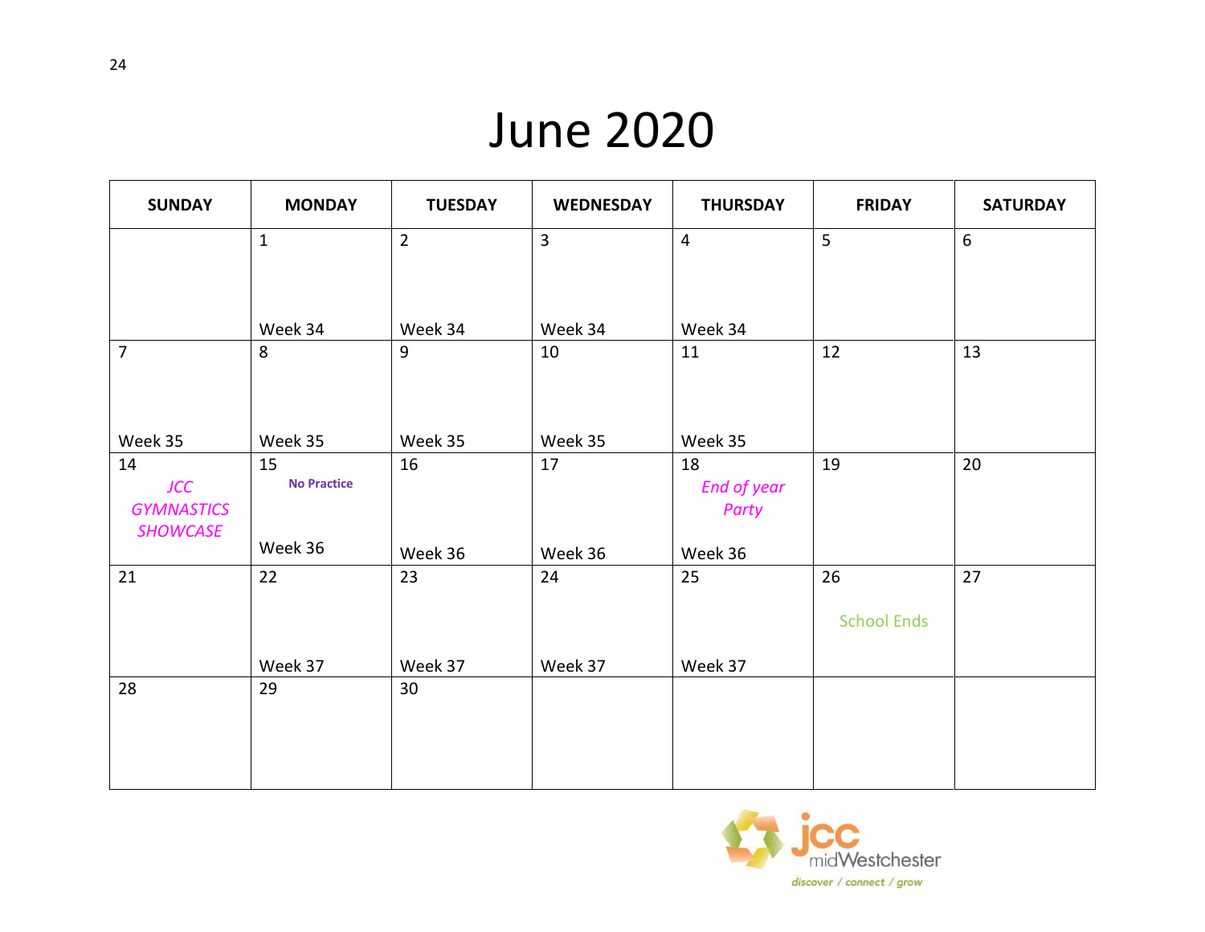# June 2020

| SUNDAY | MONDAY | TUESDAY | WEDNESDAY | THURSDAY | FRIDAY | SATURDAY |
|---|---|---|---|---|---|---|
| | 1<br>Week 34 | 2<br>Week 34 | 3<br>Week 34 | 4<br>Week 34 | 5 | 6 |
| 7<br>Week 35 | 8<br>Week 35 | 9<br>Week 35 | 10<br>Week 35 | 11<br>Week 35 | 12 | 13 |
| 14<br>*JCC GYMNASTICS SHOWCASE* | 15<br>**No Practice**<br>Week 36 | 16<br>Week 36 | 17<br>Week 36 | 18<br>*End of year Party*<br>Week 36 | 19 | 20 |
| 21 | 22<br>Week 37 | 23<br>Week 37 | 24<br>Week 37 | 25<br>Week 37 | 26<br>School Ends | 27 |
| 28 | 29 | 30 | | | | |

jcc midWestchester
discover / connect / grow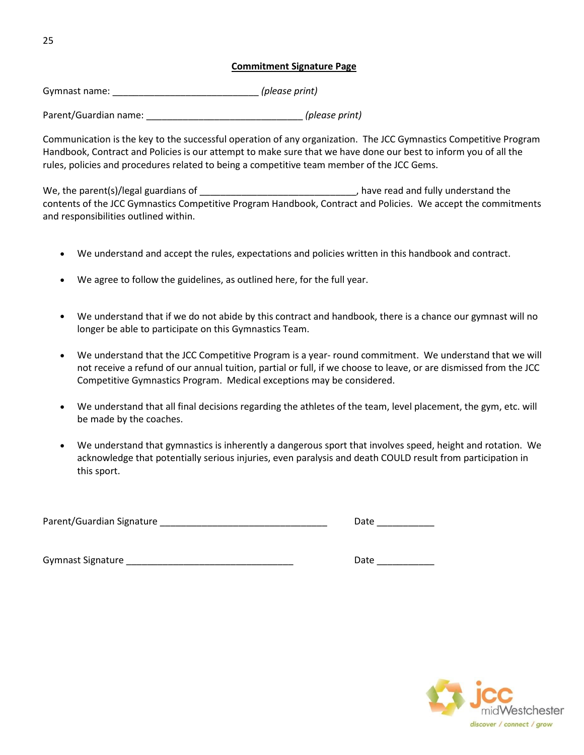**Commitment Signature Page**

Gymnast name: ___________________________ *(please print)*

Parent/Guardian name: _____________________________ *(please print)*

Communication is the key to the successful operation of any organization. The JCC Gymnastics Competitive Program Handbook, Contract and Policies is our attempt to make sure that we have done our best to inform you of all the rules, policies and procedures related to being a competitive team member of the JCC Gems.

We, the parent(s)/legal guardians of _____________________________, have read and fully understand the contents of the JCC Gymnastics Competitive Program Handbook, Contract and Policies. We accept the commitments and responsibilities outlined within.

- We understand and accept the rules, expectations and policies written in this handbook and contract.
- We agree to follow the guidelines, as outlined here, for the full year.
- We understand that if we do not abide by this contract and handbook, there is a chance our gymnast will no longer be able to participate on this Gymnastics Team.
- We understand that the JCC Competitive Program is a year- round commitment. We understand that we will not receive a refund of our annual tuition, partial or full, if we choose to leave, or are dismissed from the JCC Competitive Gymnastics Program. Medical exceptions may be considered.
- We understand that all final decisions regarding the athletes of the team, level placement, the gym, etc. will be made by the coaches.
- We understand that gymnastics is inherently a dangerous sport that involves speed, height and rotation. We acknowledge that potentially serious injuries, even paralysis and death COULD result from participation in this sport.

Parent/Guardian Signature _______________________________ Date ___________

Gymnast Signature _______________________________ Date ___________

jcc midWestchester

discover / connect / grow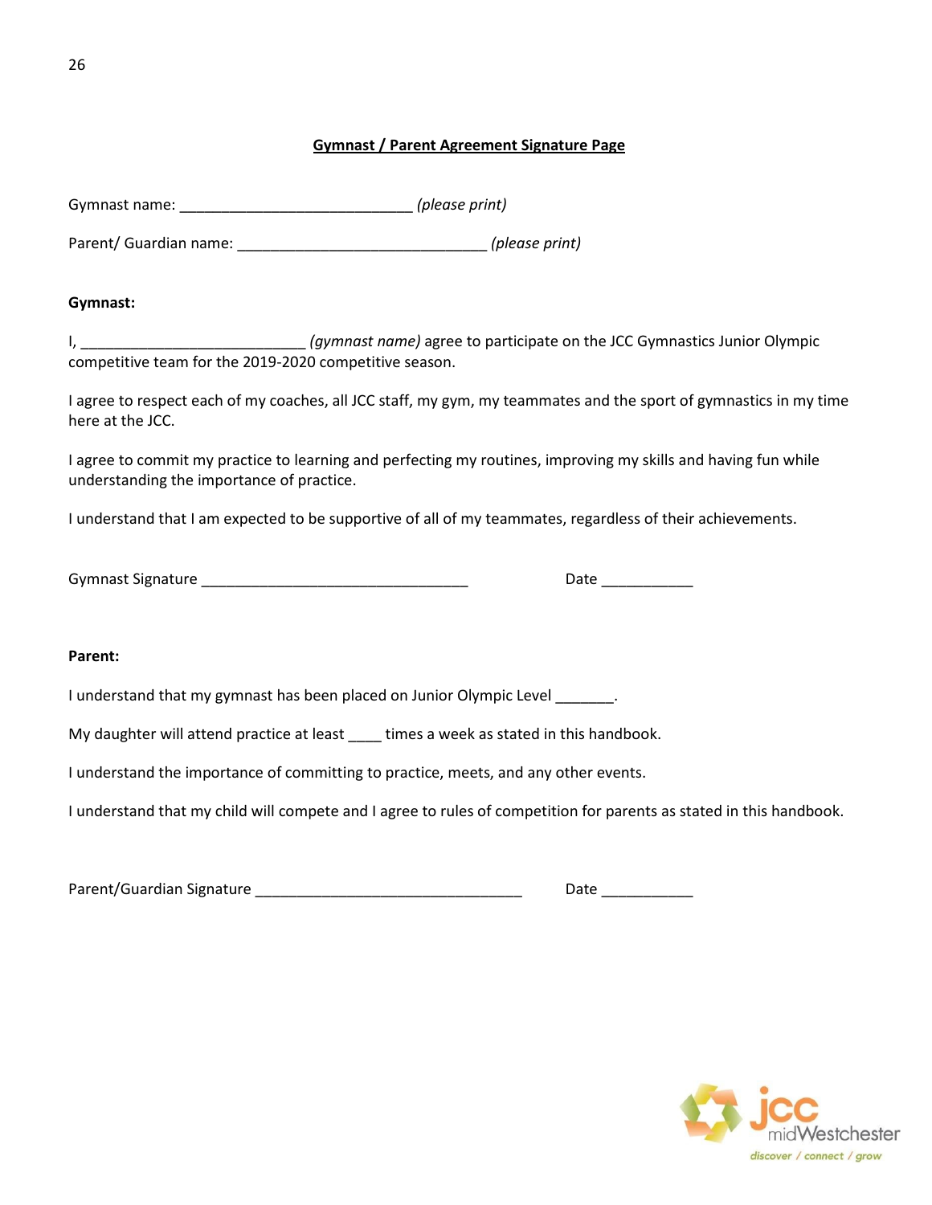## Gymnast / Parent Agreement Signature Page

Gymnast name: ____________________________ *(please print)*

Parent/ Guardian name: ______________________________ *(please print)*

**Gymnast:**

I, ___________________________ *(gymnast name)* agree to participate on the JCC Gymnastics Junior Olympic competitive team for the 2019-2020 competitive season.

I agree to respect each of my coaches, all JCC staff, my gym, my teammates and the sport of gymnastics in my time here at the JCC.

I agree to commit my practice to learning and perfecting my routines, improving my skills and having fun while understanding the importance of practice.

I understand that I am expected to be supportive of all of my teammates, regardless of their achievements.

Gymnast Signature ________________________________ Date ___________

**Parent:**

I understand that my gymnast has been placed on Junior Olympic Level _______.

My daughter will attend practice at least ____ times a week as stated in this handbook.

I understand the importance of committing to practice, meets, and any other events.

I understand that my child will compete and I agree to rules of competition for parents as stated in this handbook.

Parent/Guardian Signature ________________________________ Date ___________

jcc midWestchester
discover / connect / grow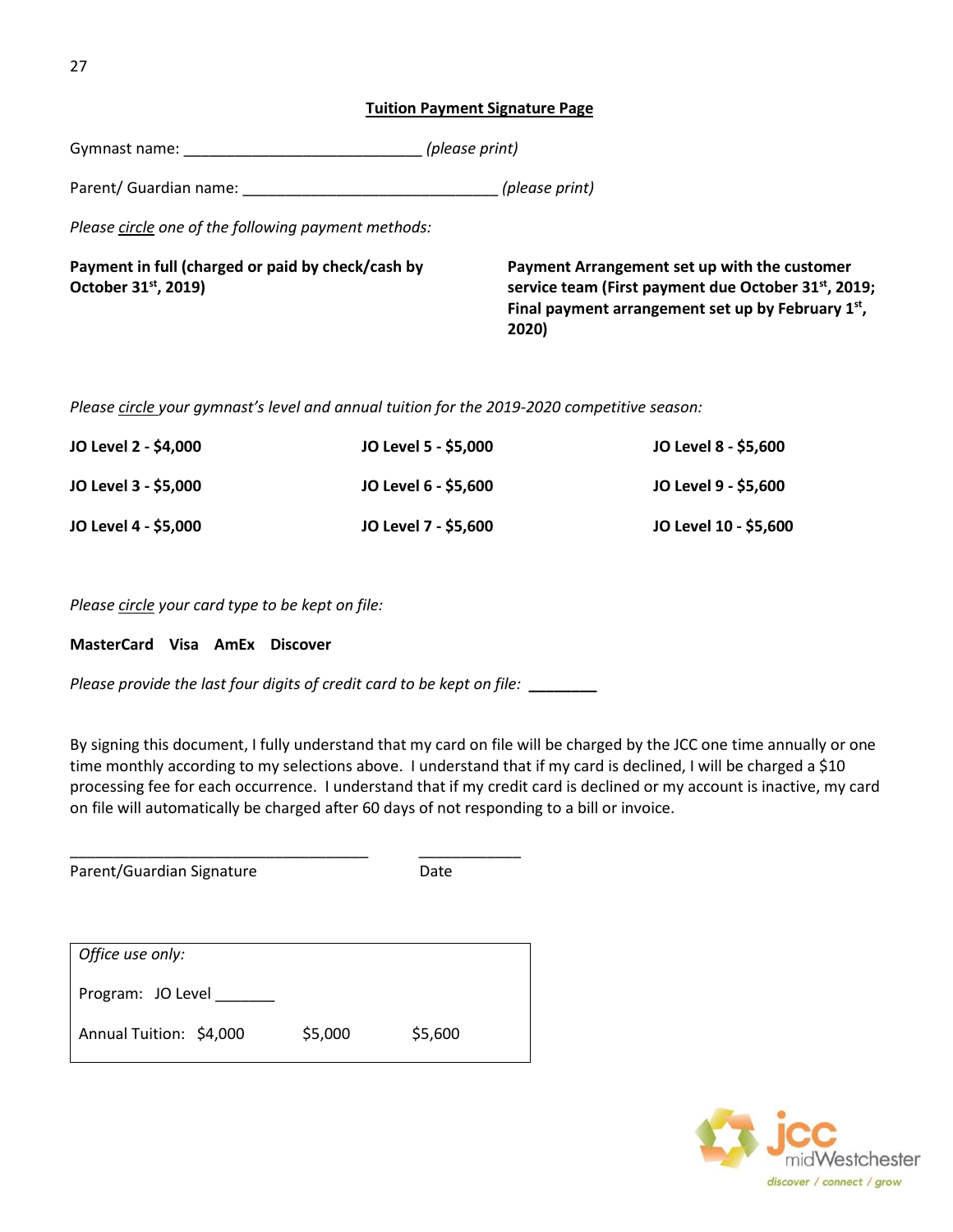## Tuition Payment Signature Page

Gymnast name: ___________________________ *(please print)*

Parent/ Guardian name: _____________________________ *(please print)*

*Please circle one of the following payment methods:*

**Payment in full (charged or paid by check/cash by October 31st, 2019)**

**Payment Arrangement set up with the customer service team (First payment due October 31st, 2019; Final payment arrangement set up by February 1st, 2020)**

*Please circle your gymnast's level and annual tuition for the 2019-2020 competitive season:*

| | | |
|---|---|---|
| **JO Level 2 - $4,000** | **JO Level 5 - $5,000** | **JO Level 8 - $5,600** |
| **JO Level 3 - $5,000** | **JO Level 6 - $5,600** | **JO Level 9 - $5,600** |
| **JO Level 4 - $5,000** | **JO Level 7 - $5,600** | **JO Level 10 - $5,600** |

*Please circle your card type to be kept on file:*

**MasterCard Visa AmEx Discover**

*Please provide the last four digits of credit card to be kept on file:* ________

By signing this document, I fully understand that my card on file will be charged by the JCC one time annually or one time monthly according to my selections above. I understand that if my card is declined, I will be charged a $10 processing fee for each occurrence. I understand that if my credit card is declined or my account is inactive, my card on file will automatically be charged after 60 days of not responding to a bill or invoice.

___________________________________ ____________

Parent/Guardian Signature Date

*Office use only:*

Program: JO Level _______

Annual Tuition: $4,000 $5,000 $5,600

jcc midWestchester
discover / connect / grow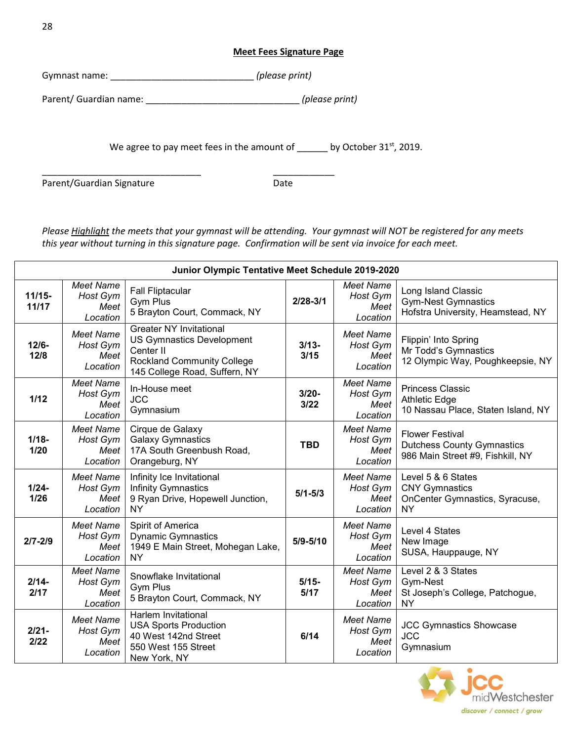**Meet Fees Signature Page**

Gymnast name: ___________________________ *(please print)*

Parent/ Guardian name: _____________________________ *(please print)*

We agree to pay meet fees in the amount of ______ by October 31st, 2019.

______________________________ ___________

Parent/Guardian Signature Date

*Please Highlight the meets that your gymnast will be attending. Your gymnast will NOT be registered for any meets this year without turning in this signature page. Confirmation will be sent via invoice for each meet.*

| Junior Olympic Tentative Meet Schedule 2019-2020 | | | | | |
|---|---|---|---|---|---|
| **11/15-11/17** | *Meet Name* *Host Gym* *Meet Location* | Fall Fliptacular Gym Plus 5 Brayton Court, Commack, NY | **2/28-3/1** | *Meet Name* *Host Gym* *Meet Location* | Long Island Classic Gym-Nest Gymnastics Hofstra University, Heamstead, NY |
| **12/6-12/8** | *Meet Name* *Host Gym* *Meet Location* | Greater NY Invitational US Gymnastics Development Center II Rockland Community College 145 College Road, Suffern, NY | **3/13-3/15** | *Meet Name* *Host Gym* *Meet Location* | Flippin' Into Spring Mr Todd's Gymnastics 12 Olympic Way, Poughkeepsie, NY |
| **1/12** | *Meet Name* *Host Gym* *Meet Location* | In-House meet JCC Gymnasium | **3/20-3/22** | *Meet Name* *Host Gym* *Meet Location* | Princess Classic Athletic Edge 10 Nassau Place, Staten Island, NY |
| **1/18-1/20** | *Meet Name* *Host Gym* *Meet Location* | Cirque de Galaxy Galaxy Gymnastics 17A South Greenbush Road, Orangeburg, NY | **TBD** | *Meet Name* *Host Gym* *Meet Location* | Flower Festival Dutchess County Gymnastics 986 Main Street #9, Fishkill, NY |
| **1/24-1/26** | *Meet Name* *Host Gym* *Meet Location* | Infinity Ice Invitational Infinity Gymnastics 9 Ryan Drive, Hopewell Junction, NY | **5/1-5/3** | *Meet Name* *Host Gym* *Meet Location* | Level 5 & 6 States CNY Gymnastics OnCenter Gymnastics, Syracuse, NY |
| **2/7-2/9** | *Meet Name* *Host Gym* *Meet Location* | Spirit of America Dynamic Gymnastics 1949 E Main Street, Mohegan Lake, NY | **5/9-5/10** | *Meet Name* *Host Gym* *Meet Location* | Level 4 States New Image SUSA, Hauppauge, NY |
| **2/14-2/17** | *Meet Name* *Host Gym* *Meet Location* | Snowflake Invitational Gym Plus 5 Brayton Court, Commack, NY | **5/15-5/17** | *Meet Name* *Host Gym* *Meet Location* | Level 2 & 3 States Gym-Nest St Joseph's College, Patchogue, NY |
| **2/21-2/22** | *Meet Name* *Host Gym* *Meet Location* | Harlem Invitational USA Sports Production 40 West 142nd Street 550 West 155 Street New York, NY | **6/14** | *Meet Name* *Host Gym* *Meet Location* | JCC Gymnastics Showcase JCC Gymnasium |

jcc midWestchester
discover / connect / grow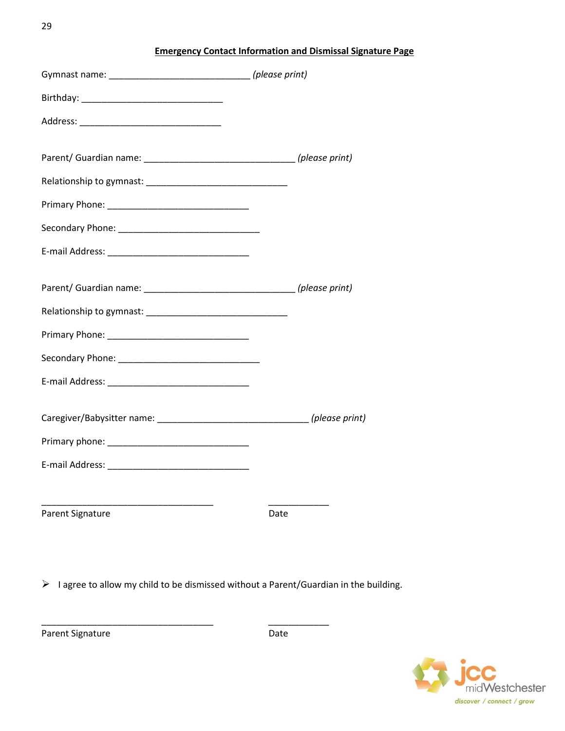**Emergency Contact Information and Dismissal Signature Page**

Gymnast name: ___________________________ *(please print)*

Birthday: ___________________________

Address: ___________________________

Parent/ Guardian name: _____________________________ *(please print)*

Relationship to gymnast: ___________________________

Primary Phone: ___________________________

Secondary Phone: ___________________________

E-mail Address: ___________________________

Parent/ Guardian name: _____________________________ *(please print)*

Relationship to gymnast: ___________________________

Primary Phone: ___________________________

Secondary Phone: ___________________________

E-mail Address: ___________________________

Caregiver/Babysitter name: _____________________________ *(please print)*

Primary phone: ___________________________

E-mail Address: ___________________________

_________________________________ ____________

Parent Signature Date

- I agree to allow my child to be dismissed without a Parent/Guardian in the building.

_________________________________ ____________

Parent Signature Date

jcc midWestchester

discover / connect / grow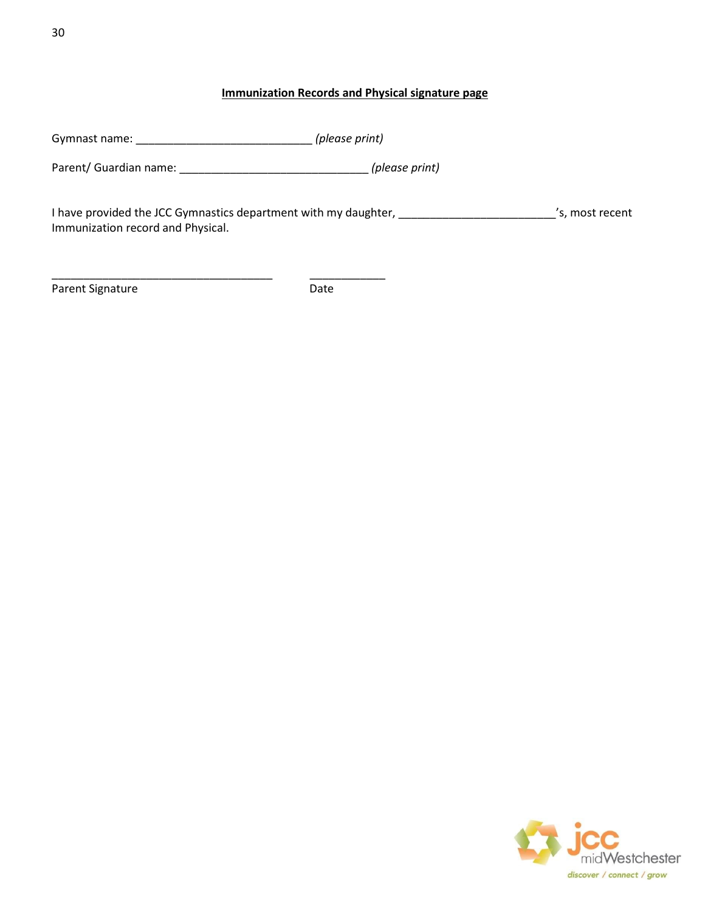**Immunization Records and Physical signature page**

Gymnast name: ____________________________ *(please print)*

Parent/ Guardian name: ______________________________ *(please print)*

I have provided the JCC Gymnastics department with my daughter, _________________________'s, most recent Immunization record and Physical.

___________________________________ ____________

Parent Signature Date

jcc midWestchester

*discover / connect / grow*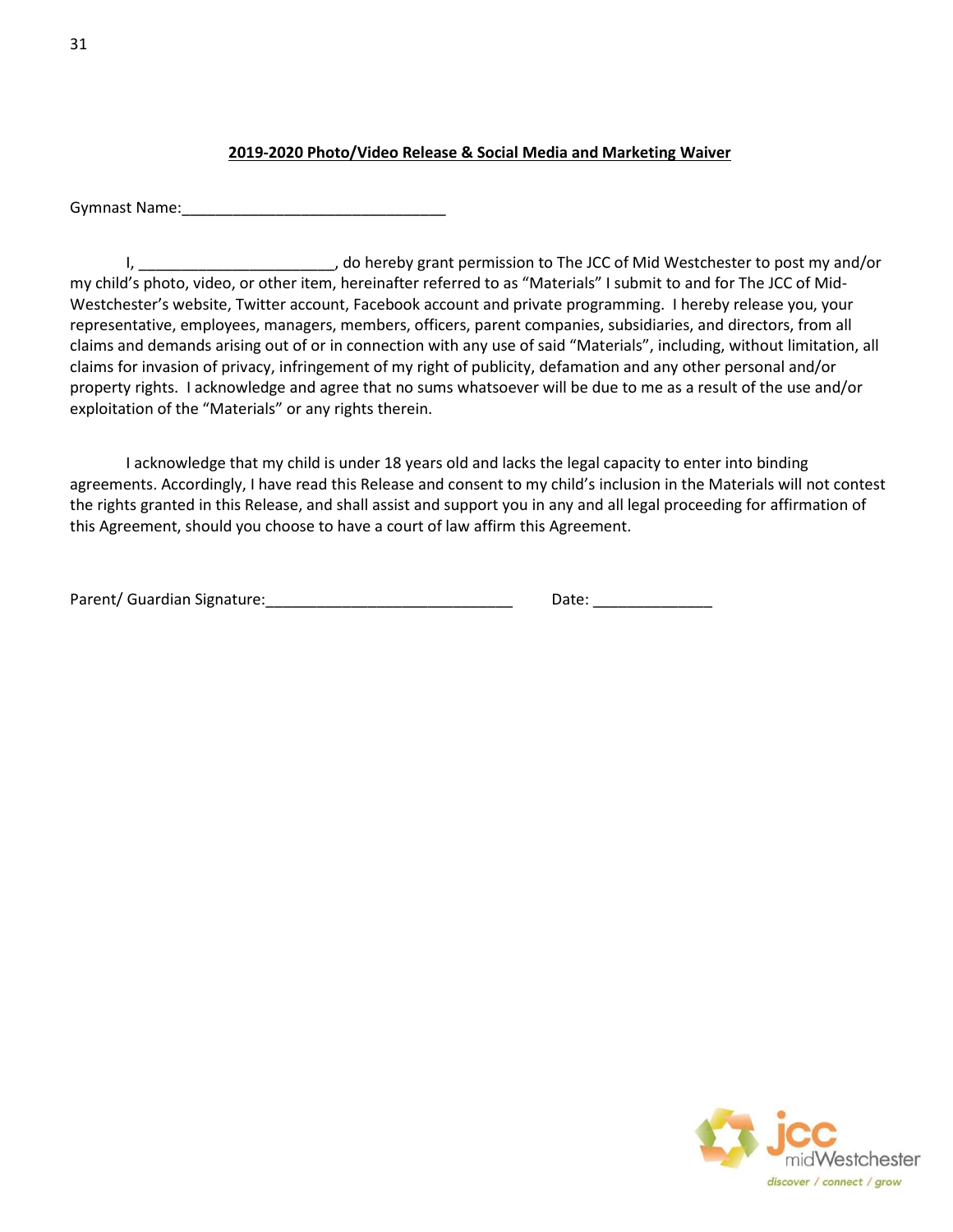**2019-2020 Photo/Video Release & Social Media and Marketing Waiver**

Gymnast Name:_______________________________

I, _______________________, do hereby grant permission to The JCC of Mid Westchester to post my and/or my child's photo, video, or other item, hereinafter referred to as "Materials" I submit to and for The JCC of Mid-Westchester's website, Twitter account, Facebook account and private programming. I hereby release you, your representative, employees, managers, members, officers, parent companies, subsidiaries, and directors, from all claims and demands arising out of or in connection with any use of said "Materials", including, without limitation, all claims for invasion of privacy, infringement of my right of publicity, defamation and any other personal and/or property rights. I acknowledge and agree that no sums whatsoever will be due to me as a result of the use and/or exploitation of the "Materials" or any rights therein.

I acknowledge that my child is under 18 years old and lacks the legal capacity to enter into binding agreements. Accordingly, I have read this Release and consent to my child's inclusion in the Materials will not contest the rights granted in this Release, and shall assist and support you in any and all legal proceeding for affirmation of this Agreement, should you choose to have a court of law affirm this Agreement.

Parent/ Guardian Signature:_____________________________ Date: ______________

jcc midWestchester
discover / connect / grow